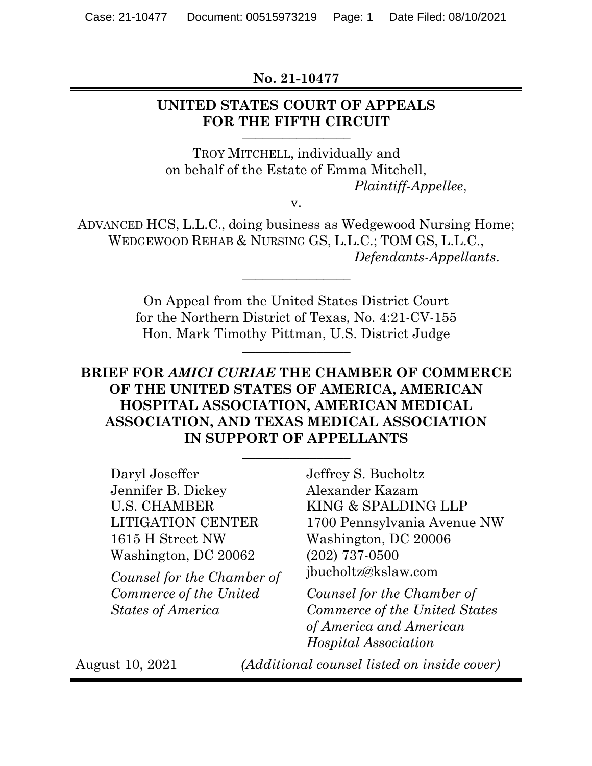**No. 21-10477**

**UNITED STATES COURT OF APPEALS FOR THE FIFTH CIRCUIT**

---

TROY MITCHELL, individually and on behalf of the Estate of Emma Mitchell,
*Plaintiff-Appellee*,

v.

ADVANCED HCS, L.L.C., doing business as Wedgewood Nursing Home; WEDGEWOOD REHAB & NURSING GS, L.L.C.; TOM GS, L.L.C.,
*Defendants-Appellants*.

---

On Appeal from the United States District Court for the Northern District of Texas, No. 4:21-CV-155
Hon. Mark Timothy Pittman, U.S. District Judge

---

**BRIEF FOR *AMICI CURIAE* THE CHAMBER OF COMMERCE OF THE UNITED STATES OF AMERICA, AMERICAN HOSPITAL ASSOCIATION, AMERICAN MEDICAL ASSOCIATION, AND TEXAS MEDICAL ASSOCIATION IN SUPPORT OF APPELLANTS**

---

Daryl Joseffer
Jennifer B. Dickey
U.S. CHAMBER LITIGATION CENTER
1615 H Street NW
Washington, DC 20062

*Counsel for the Chamber of Commerce of the United States of America*

Jeffrey S. Bucholtz
Alexander Kazam
KING & SPALDING LLP
1700 Pennsylvania Avenue NW
Washington, DC 20006
(202) 737-0500
jbucholtz@kslaw.com

*Counsel for the Chamber of Commerce of the United States of America and American Hospital Association*

August 10, 2021

*(Additional counsel listed on inside cover)*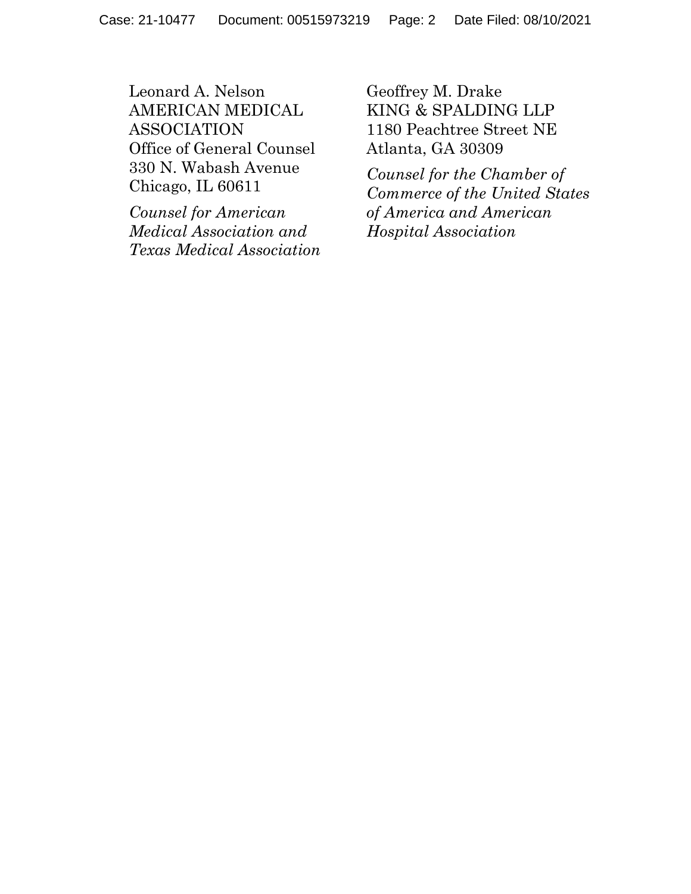Leonard A. Nelson
AMERICAN MEDICAL ASSOCIATION
Office of General Counsel
330 N. Wabash Avenue
Chicago, IL 60611

*Counsel for American Medical Association and Texas Medical Association*

Geoffrey M. Drake
KING & SPALDING LLP
1180 Peachtree Street NE
Atlanta, GA 30309

*Counsel for the Chamber of Commerce of the United States of America and American Hospital Association*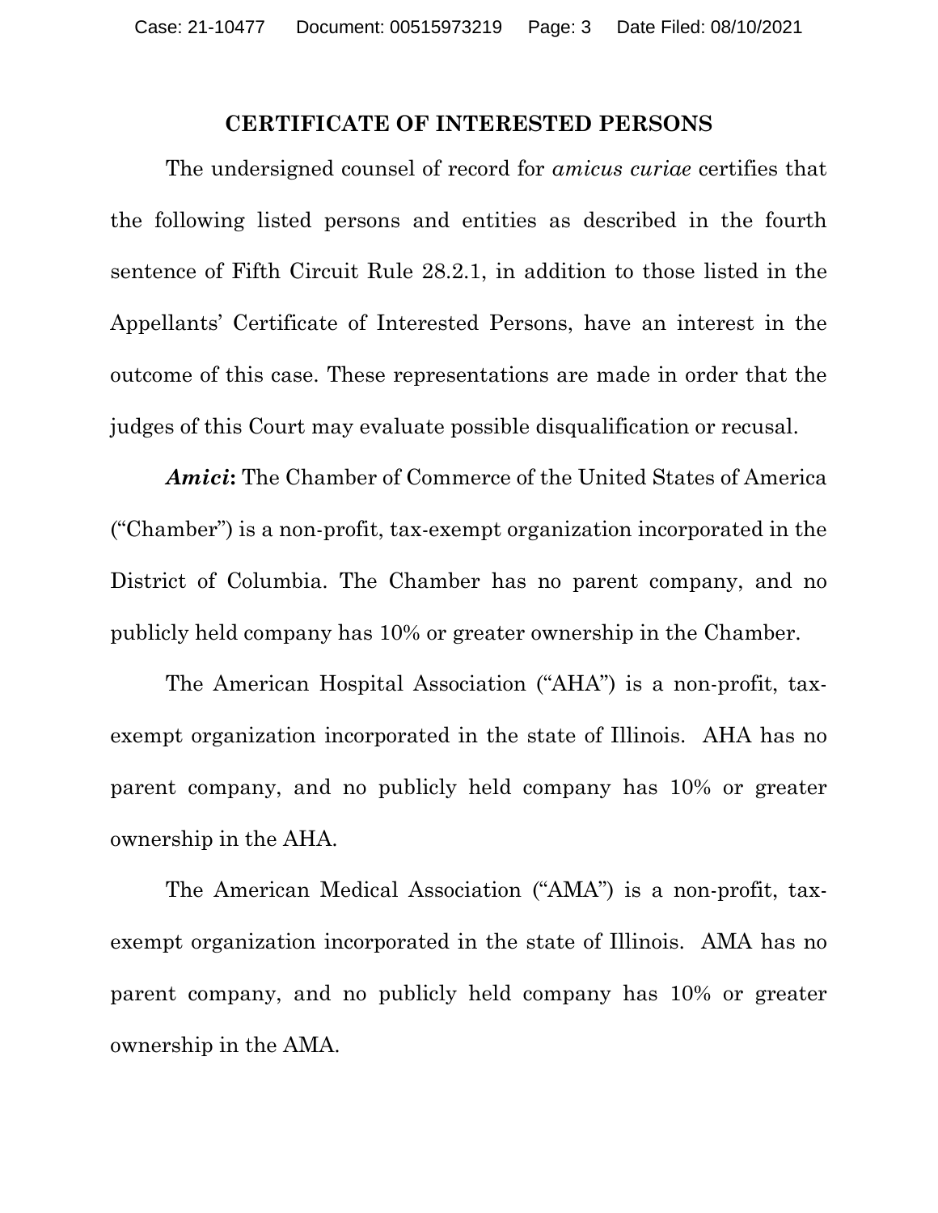## CERTIFICATE OF INTERESTED PERSONS

The undersigned counsel of record for *amicus curiae* certifies that the following listed persons and entities as described in the fourth sentence of Fifth Circuit Rule 28.2.1, in addition to those listed in the Appellants' Certificate of Interested Persons, have an interest in the outcome of this case. These representations are made in order that the judges of this Court may evaluate possible disqualification or recusal.

***Amici*:** The Chamber of Commerce of the United States of America ("Chamber") is a non-profit, tax-exempt organization incorporated in the District of Columbia. The Chamber has no parent company, and no publicly held company has 10% or greater ownership in the Chamber.

The American Hospital Association ("AHA") is a non-profit, tax-exempt organization incorporated in the state of Illinois. AHA has no parent company, and no publicly held company has 10% or greater ownership in the AHA.

The American Medical Association ("AMA") is a non-profit, tax-exempt organization incorporated in the state of Illinois. AMA has no parent company, and no publicly held company has 10% or greater ownership in the AMA.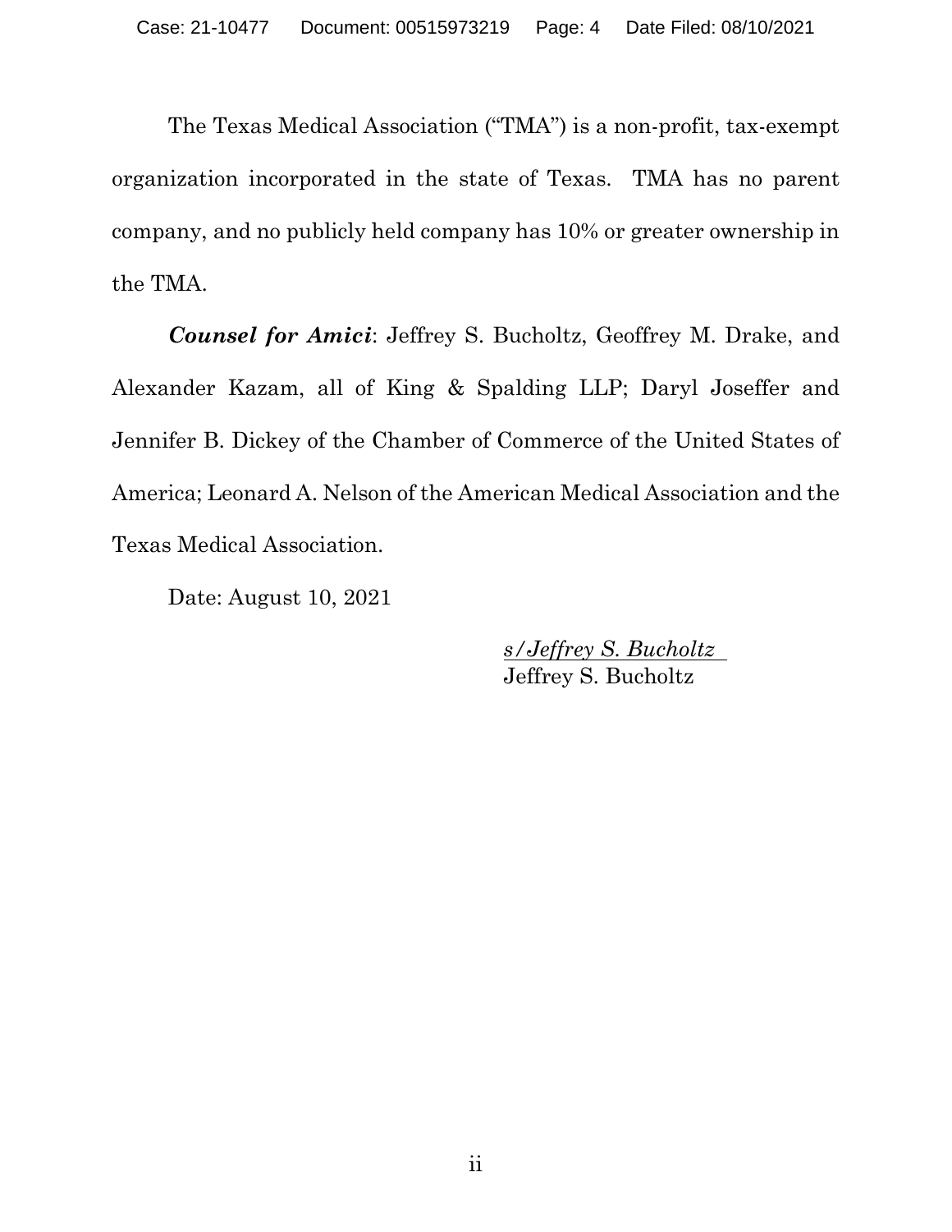The Texas Medical Association ("TMA") is a non-profit, tax-exempt organization incorporated in the state of Texas. TMA has no parent company, and no publicly held company has 10% or greater ownership in the TMA.

***Counsel for Amici***: Jeffrey S. Bucholtz, Geoffrey M. Drake, and Alexander Kazam, all of King & Spalding LLP; Daryl Joseffer and Jennifer B. Dickey of the Chamber of Commerce of the United States of America; Leonard A. Nelson of the American Medical Association and the Texas Medical Association.

Date: August 10, 2021

*s/Jeffrey S. Bucholtz*
Jeffrey S. Bucholtz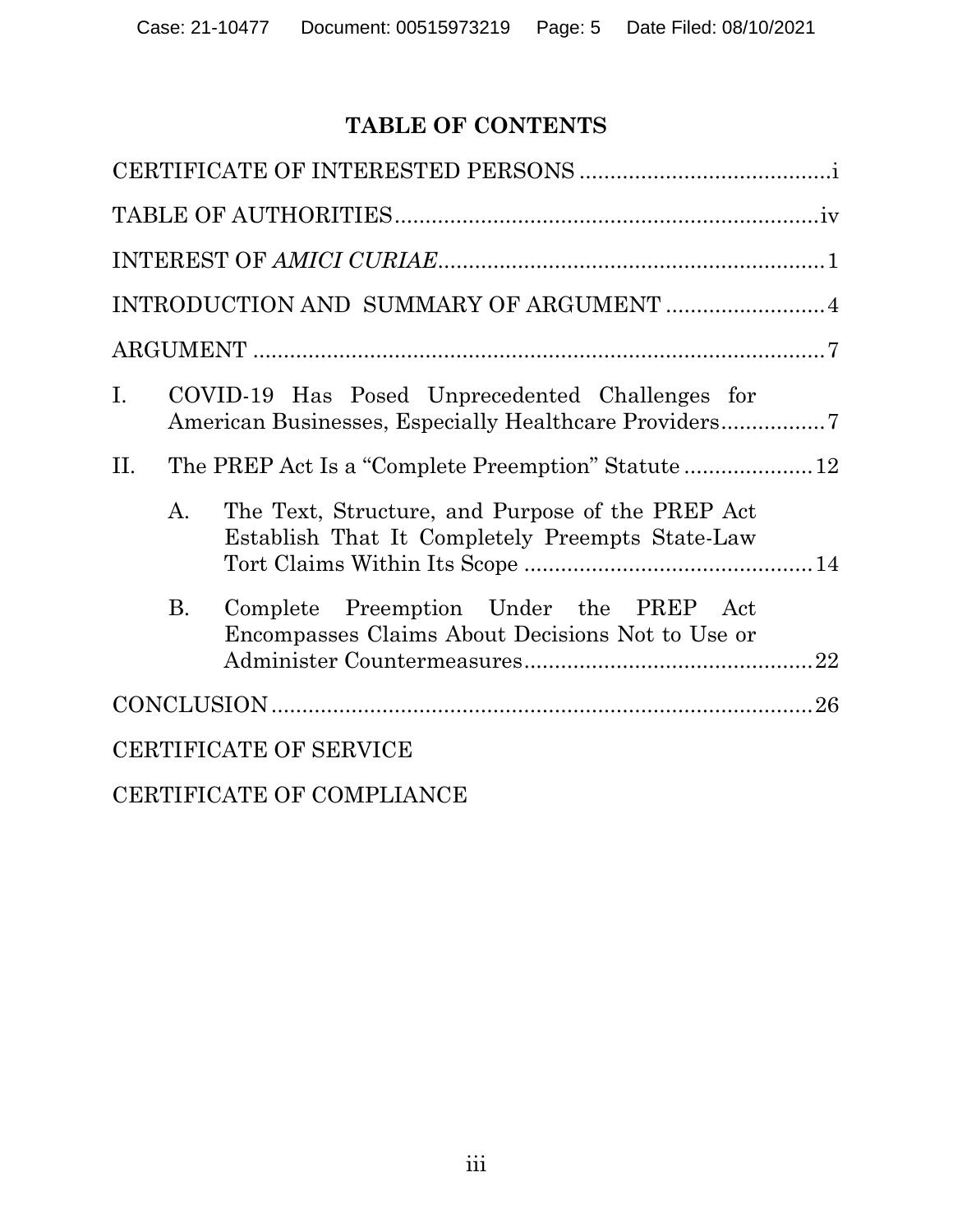# TABLE OF CONTENTS

CERTIFICATE OF INTERESTED PERSONS ........................................ i

TABLE OF AUTHORITIES ........................................................................ iv

INTEREST OF *AMICI CURIAE* ................................................................ 1

INTRODUCTION AND SUMMARY OF ARGUMENT .......................... 4

ARGUMENT ............................................................................................ 7

I. COVID-19 Has Posed Unprecedented Challenges for American Businesses, Especially Healthcare Providers ................ 7

II. The PREP Act Is a "Complete Preemption" Statute ..................... 12

   A. The Text, Structure, and Purpose of the PREP Act Establish That It Completely Preempts State-Law Tort Claims Within Its Scope ............................................... 14

   B. Complete Preemption Under the PREP Act Encompasses Claims About Decisions Not to Use or Administer Countermeasures ............................................... 22

CONCLUSION ......................................................................................... 26

CERTIFICATE OF SERVICE

CERTIFICATE OF COMPLIANCE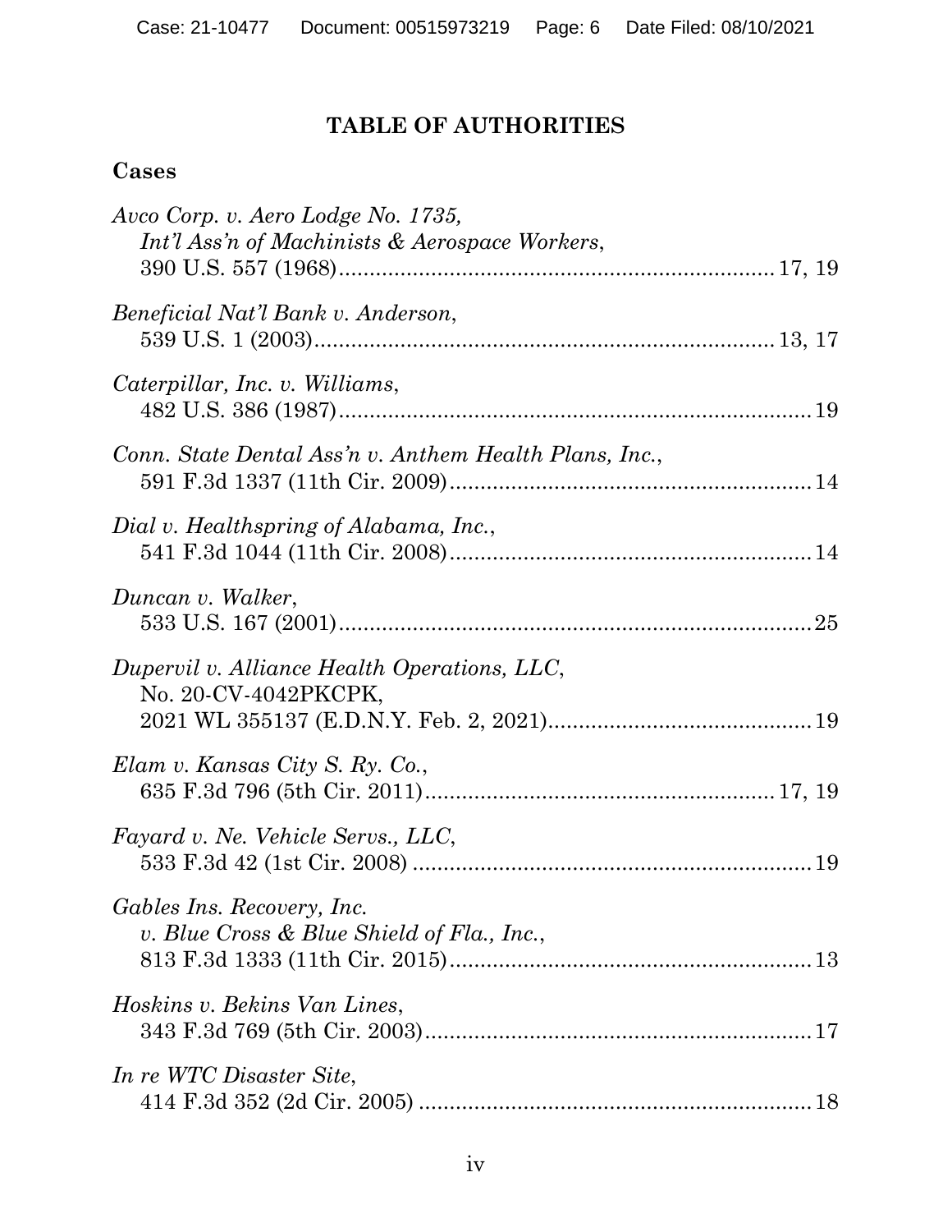# TABLE OF AUTHORITIES

## Cases

*Avco Corp. v. Aero Lodge No. 1735, Int'l Ass'n of Machinists & Aerospace Workers*, 390 U.S. 557 (1968) .......... 17, 19

*Beneficial Nat'l Bank v. Anderson*, 539 U.S. 1 (2003) .......... 13, 17

*Caterpillar, Inc. v. Williams*, 482 U.S. 386 (1987) .......... 19

*Conn. State Dental Ass'n v. Anthem Health Plans, Inc.*, 591 F.3d 1337 (11th Cir. 2009) .......... 14

*Dial v. Healthspring of Alabama, Inc.*, 541 F.3d 1044 (11th Cir. 2008) .......... 14

*Duncan v. Walker*, 533 U.S. 167 (2001) .......... 25

*Dupervil v. Alliance Health Operations, LLC*, No. 20-CV-4042PKCPK, 2021 WL 355137 (E.D.N.Y. Feb. 2, 2021) .......... 19

*Elam v. Kansas City S. Ry. Co.*, 635 F.3d 796 (5th Cir. 2011) .......... 17, 19

*Fayard v. Ne. Vehicle Servs., LLC*, 533 F.3d 42 (1st Cir. 2008) .......... 19

*Gables Ins. Recovery, Inc. v. Blue Cross & Blue Shield of Fla., Inc.*, 813 F.3d 1333 (11th Cir. 2015) .......... 13

*Hoskins v. Bekins Van Lines*, 343 F.3d 769 (5th Cir. 2003) .......... 17

*In re WTC Disaster Site*, 414 F.3d 352 (2d Cir. 2005) .......... 18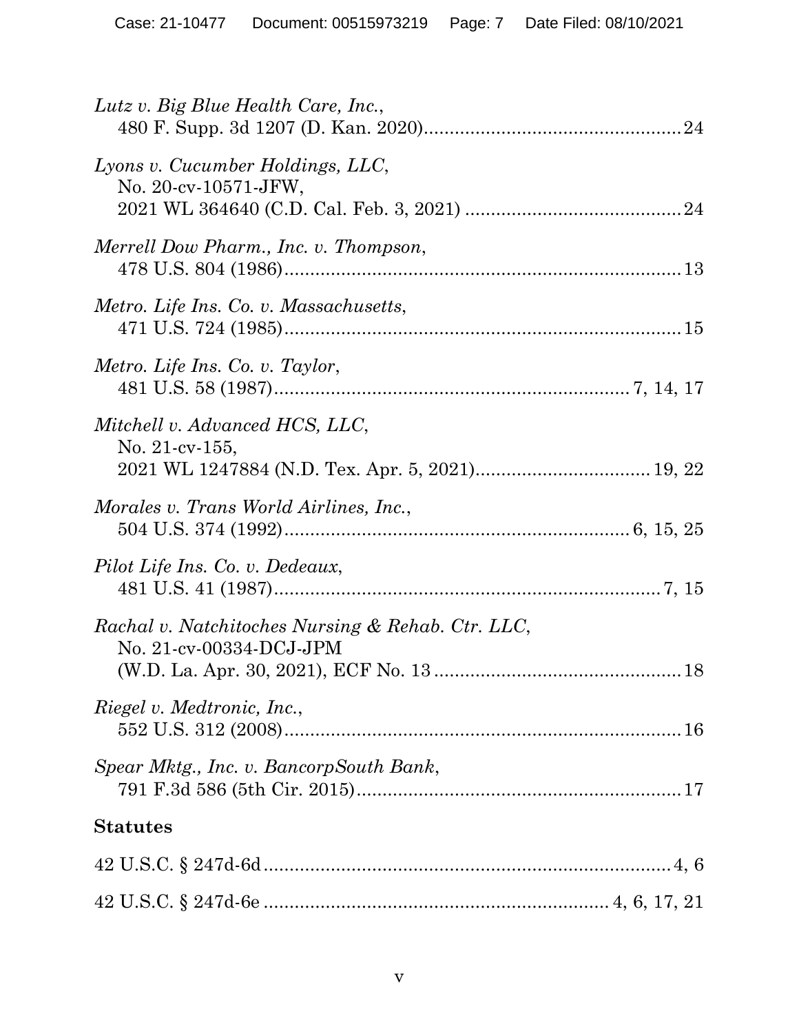*Lutz v. Big Blue Health Care, Inc.*,
480 F. Supp. 3d 1207 (D. Kan. 2020)................................................24

*Lyons v. Cucumber Holdings, LLC*,
No. 20-cv-10571-JFW,
2021 WL 364640 (C.D. Cal. Feb. 3, 2021) ..........................................24

*Merrell Dow Pharm., Inc. v. Thompson*,
478 U.S. 804 (1986)...........................................................................13

*Metro. Life Ins. Co. v. Massachusetts*,
471 U.S. 724 (1985)...........................................................................15

*Metro. Life Ins. Co. v. Taylor*,
481 U.S. 58 (1987)...................................................................7, 14, 17

*Mitchell v. Advanced HCS, LLC*,
No. 21-cv-155,
2021 WL 1247884 (N.D. Tex. Apr. 5, 2021)..................................19, 22

*Morales v. Trans World Airlines, Inc.*,
504 U.S. 374 (1992)...................................................................6, 15, 25

*Pilot Life Ins. Co. v. Dedeaux*,
481 U.S. 41 (1987).........................................................................7, 15

*Rachal v. Natchitoches Nursing & Rehab. Ctr. LLC*,
No. 21-cv-00334-DCJ-JPM
(W.D. La. Apr. 30, 2021), ECF No. 13 ..............................................18

*Riegel v. Medtronic, Inc.*,
552 U.S. 312 (2008)...........................................................................16

*Spear Mktg., Inc. v. BancorpSouth Bank*,
791 F.3d 586 (5th Cir. 2015)..............................................................17

**Statutes**

42 U.S.C. § 247d-6d...........................................................................4, 6

42 U.S.C. § 247d-6e ..................................................................4, 6, 17, 21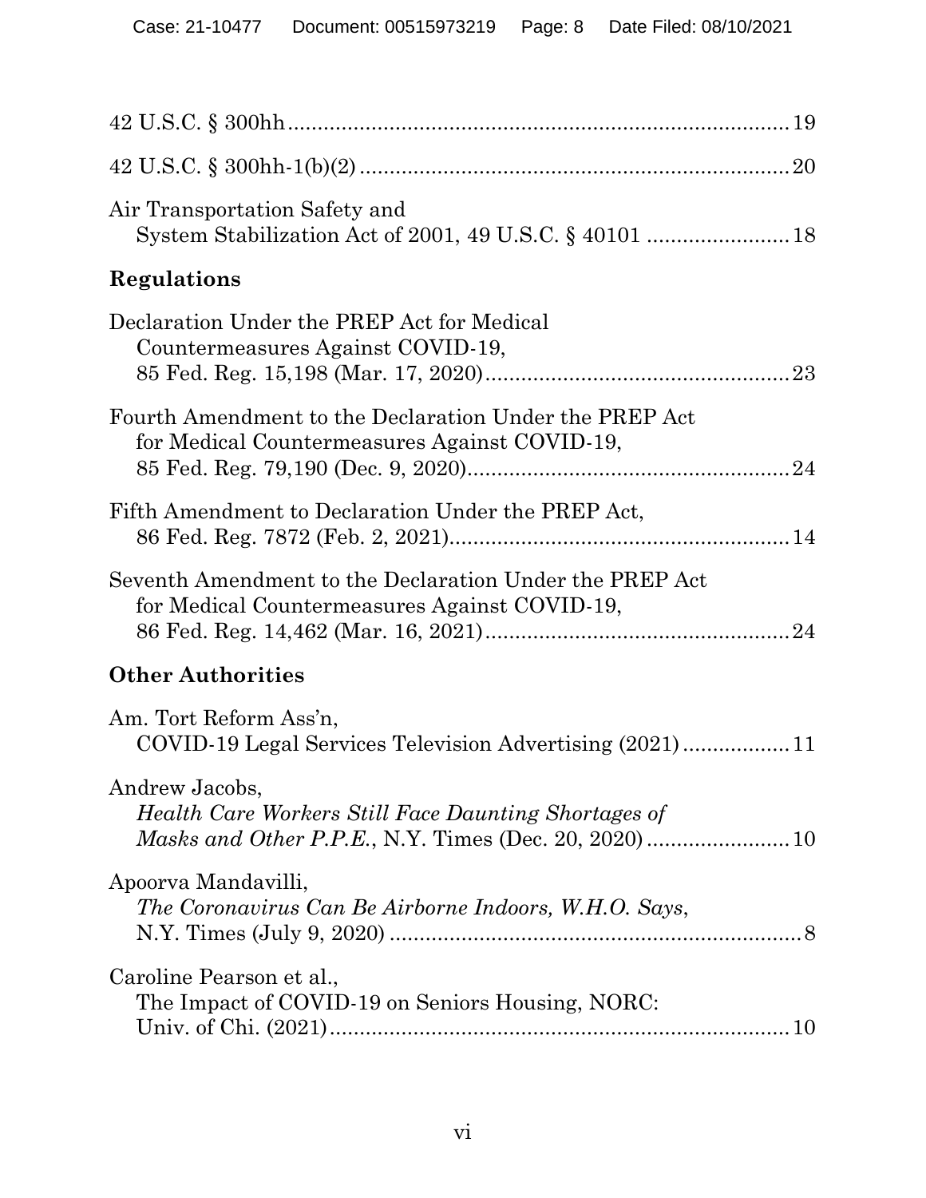42 U.S.C. § 300hh .................................................................................. 19

42 U.S.C. § 300hh-1(b)(2) ...................................................................... 20

Air Transportation Safety and
System Stabilization Act of 2001, 49 U.S.C. § 40101 ....................... 18

**Regulations**

Declaration Under the PREP Act for Medical
Countermeasures Against COVID-19,
85 Fed. Reg. 15,198 (Mar. 17, 2020) .................................................. 23

Fourth Amendment to the Declaration Under the PREP Act
for Medical Countermeasures Against COVID-19,
85 Fed. Reg. 79,190 (Dec. 9, 2020) ..................................................... 24

Fifth Amendment to Declaration Under the PREP Act,
86 Fed. Reg. 7872 (Feb. 2, 2021) ........................................................ 14

Seventh Amendment to the Declaration Under the PREP Act
for Medical Countermeasures Against COVID-19,
86 Fed. Reg. 14,462 (Mar. 16, 2021) .................................................. 24

**Other Authorities**

Am. Tort Reform Ass'n,
COVID-19 Legal Services Television Advertising (2021) ................. 11

Andrew Jacobs,
*Health Care Workers Still Face Daunting Shortages of Masks and Other P.P.E.*, N.Y. Times (Dec. 20, 2020) ........................ 10

Apoorva Mandavilli,
*The Coronavirus Can Be Airborne Indoors, W.H.O. Says*,
N.Y. Times (July 9, 2020) .................................................................... 8

Caroline Pearson et al.,
The Impact of COVID-19 on Seniors Housing, NORC:
Univ. of Chi. (2021) ............................................................................ 10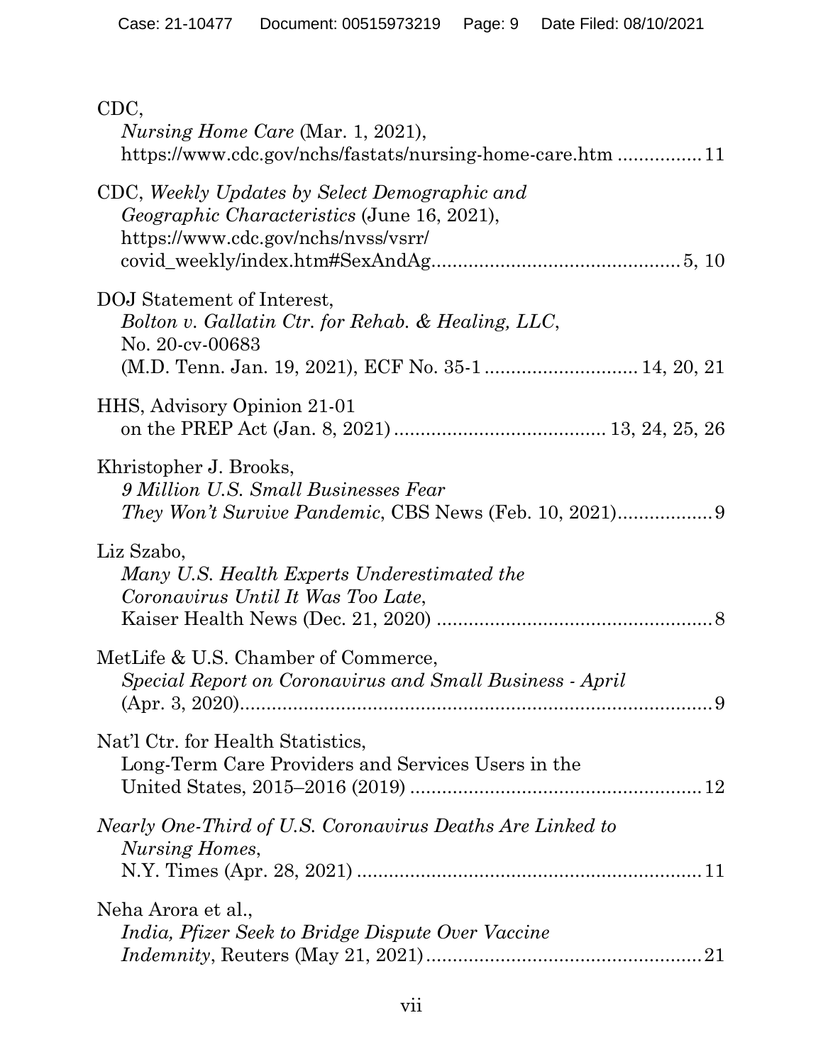CDC,
*Nursing Home Care* (Mar. 1, 2021),
https://www.cdc.gov/nchs/fastats/nursing-home-care.htm ................ 11

CDC, *Weekly Updates by Select Demographic and Geographic Characteristics* (June 16, 2021),
https://www.cdc.gov/nchs/nvss/vsrr/covid_weekly/index.htm#SexAndAg............................................. 5, 10

DOJ Statement of Interest,
*Bolton v. Gallatin Ctr. for Rehab. & Healing, LLC*,
No. 20-cv-00683
(M.D. Tenn. Jan. 19, 2021), ECF No. 35-1 ............................ 14, 20, 21

HHS, Advisory Opinion 21-01
on the PREP Act (Jan. 8, 2021) ....................................... 13, 24, 25, 26

Khristopher J. Brooks,
*9 Million U.S. Small Businesses Fear They Won't Survive Pandemic*, CBS News (Feb. 10, 2021).................. 9

Liz Szabo,
*Many U.S. Health Experts Underestimated the Coronavirus Until It Was Too Late*,
Kaiser Health News (Dec. 21, 2020) .................................................... 8

MetLife & U.S. Chamber of Commerce,
*Special Report on Coronavirus and Small Business - April*
(Apr. 3, 2020)......................................................................................... 9

Nat'l Ctr. for Health Statistics,
Long-Term Care Providers and Services Users in the United States, 2015–2016 (2019) ...................................................... 12

*Nearly One-Third of U.S. Coronavirus Deaths Are Linked to Nursing Homes*,
N.Y. Times (Apr. 28, 2021) ................................................................ 11

Neha Arora et al.,
*India, Pfizer Seek to Bridge Dispute Over Vaccine Indemnity*, Reuters (May 21, 2021)................................................... 21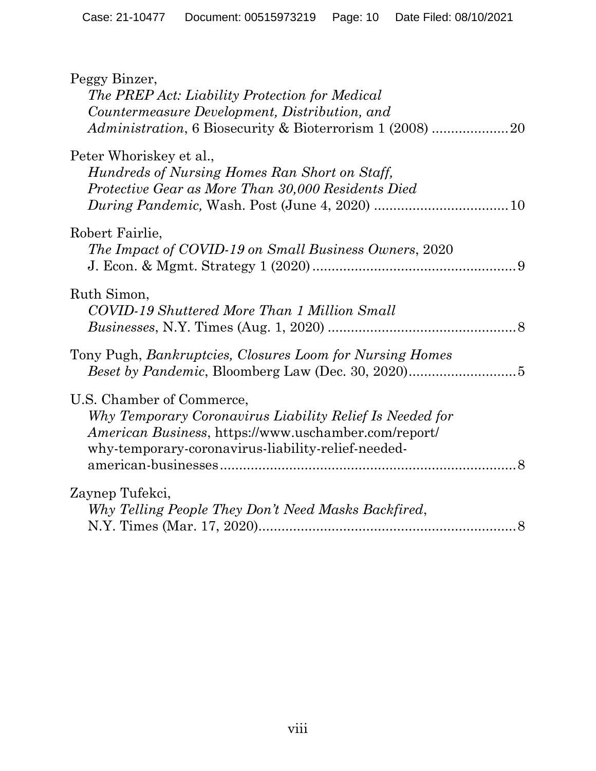Peggy Binzer,
*The PREP Act: Liability Protection for Medical Countermeasure Development, Distribution, and Administration*, 6 Biosecurity & Bioterrorism 1 (2008) ....................20

Peter Whoriskey et al.,
*Hundreds of Nursing Homes Ran Short on Staff, Protective Gear as More Than 30,000 Residents Died During Pandemic,* Wash. Post (June 4, 2020) ..................................10

Robert Fairlie,
*The Impact of COVID-19 on Small Business Owners*, 2020 J. Econ. & Mgmt. Strategy 1 (2020).....................................................9

Ruth Simon,
*COVID-19 Shuttered More Than 1 Million Small Businesses*, N.Y. Times (Aug. 1, 2020) .................................................8

Tony Pugh, *Bankruptcies, Closures Loom for Nursing Homes Beset by Pandemic*, Bloomberg Law (Dec. 30, 2020)............................5

U.S. Chamber of Commerce,
*Why Temporary Coronavirus Liability Relief Is Needed for American Business*, https://www.uschamber.com/report/why-temporary-coronavirus-liability-relief-needed-american-businesses.............................................................................8

Zaynep Tufekci,
*Why Telling People They Don't Need Masks Backfired*, N.Y. Times (Mar. 17, 2020)...................................................................8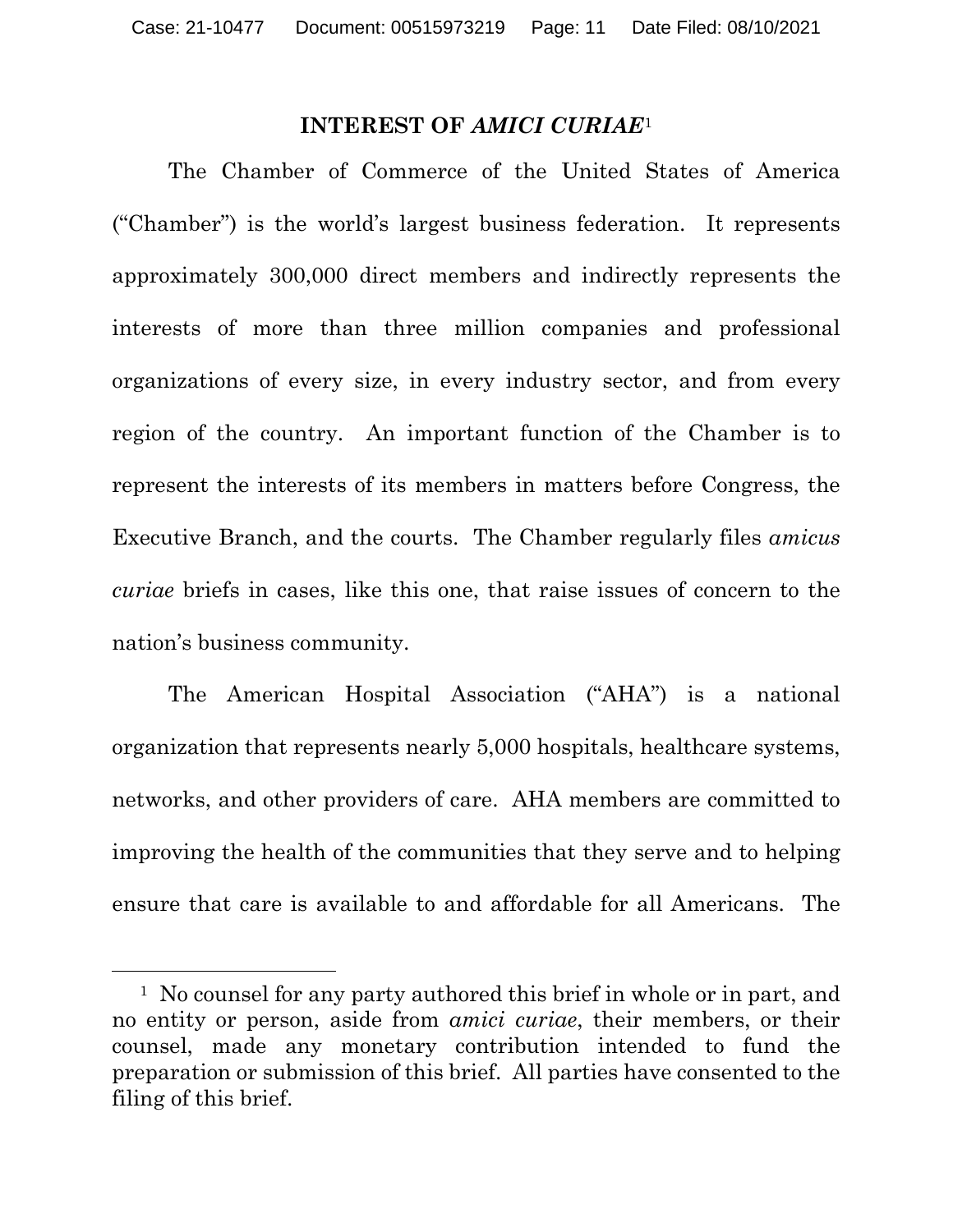## INTEREST OF *AMICI CURIAE*[1]

The Chamber of Commerce of the United States of America ("Chamber") is the world's largest business federation. It represents approximately 300,000 direct members and indirectly represents the interests of more than three million companies and professional organizations of every size, in every industry sector, and from every region of the country. An important function of the Chamber is to represent the interests of its members in matters before Congress, the Executive Branch, and the courts. The Chamber regularly files *amicus curiae* briefs in cases, like this one, that raise issues of concern to the nation's business community.

The American Hospital Association ("AHA") is a national organization that represents nearly 5,000 hospitals, healthcare systems, networks, and other providers of care. AHA members are committed to improving the health of the communities that they serve and to helping ensure that care is available to and affordable for all Americans. The

---

[1] No counsel for any party authored this brief in whole or in part, and no entity or person, aside from *amici curiae*, their members, or their counsel, made any monetary contribution intended to fund the preparation or submission of this brief. All parties have consented to the filing of this brief.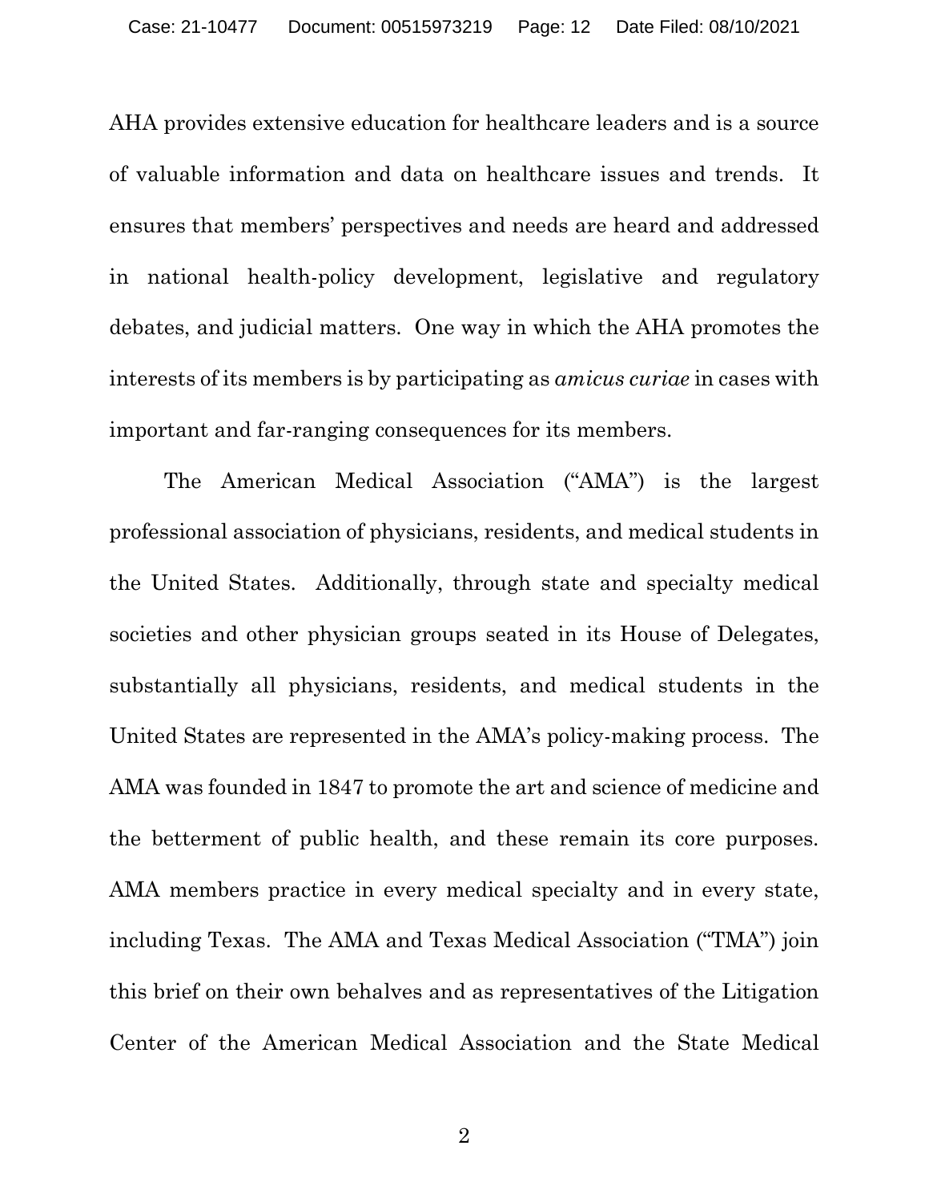AHA provides extensive education for healthcare leaders and is a source of valuable information and data on healthcare issues and trends. It ensures that members' perspectives and needs are heard and addressed in national health-policy development, legislative and regulatory debates, and judicial matters. One way in which the AHA promotes the interests of its members is by participating as *amicus curiae* in cases with important and far-ranging consequences for its members.

The American Medical Association ("AMA") is the largest professional association of physicians, residents, and medical students in the United States. Additionally, through state and specialty medical societies and other physician groups seated in its House of Delegates, substantially all physicians, residents, and medical students in the United States are represented in the AMA's policy-making process. The AMA was founded in 1847 to promote the art and science of medicine and the betterment of public health, and these remain its core purposes. AMA members practice in every medical specialty and in every state, including Texas. The AMA and Texas Medical Association ("TMA") join this brief on their own behalves and as representatives of the Litigation Center of the American Medical Association and the State Medical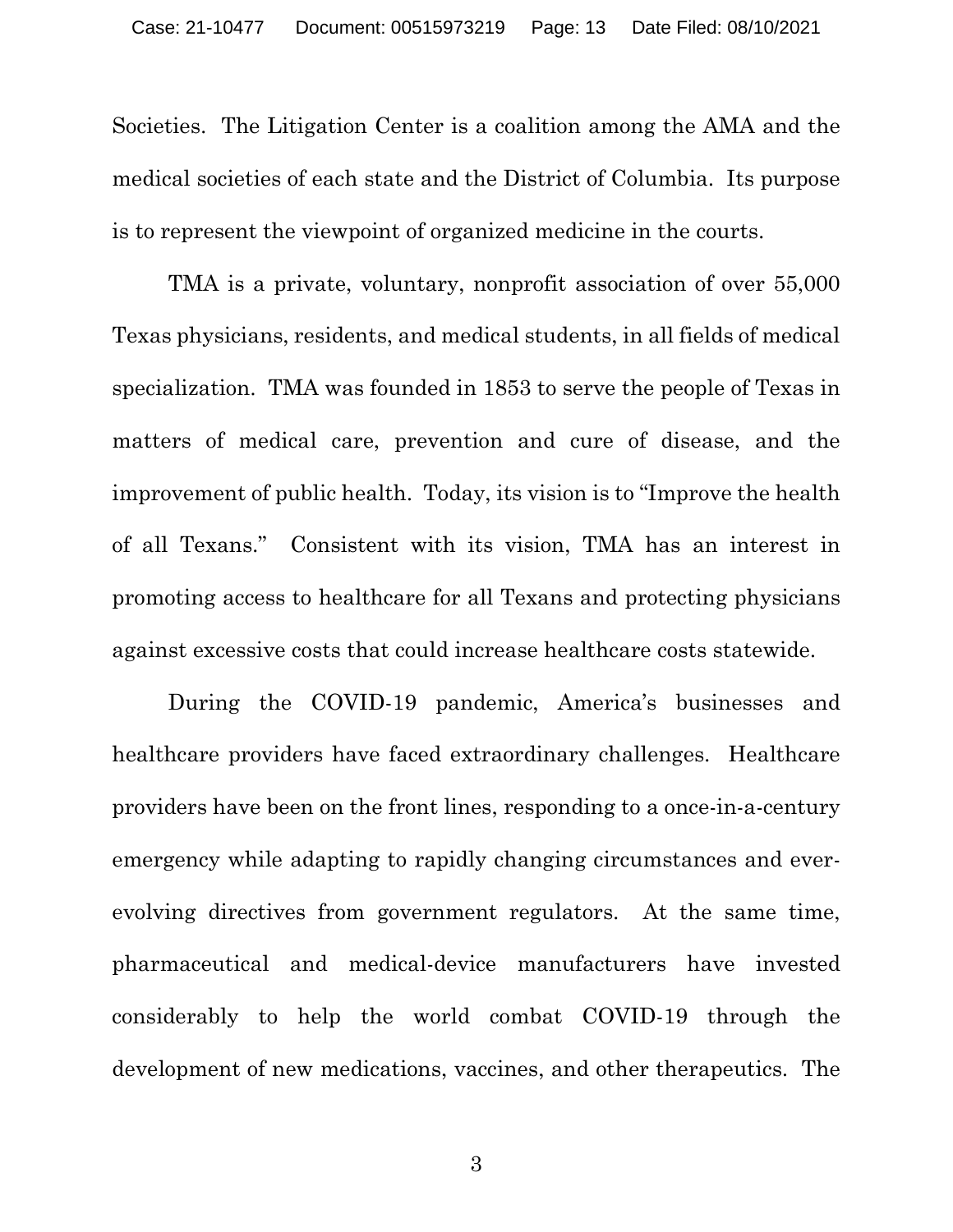Societies. The Litigation Center is a coalition among the AMA and the medical societies of each state and the District of Columbia. Its purpose is to represent the viewpoint of organized medicine in the courts.

TMA is a private, voluntary, nonprofit association of over 55,000 Texas physicians, residents, and medical students, in all fields of medical specialization. TMA was founded in 1853 to serve the people of Texas in matters of medical care, prevention and cure of disease, and the improvement of public health. Today, its vision is to "Improve the health of all Texans." Consistent with its vision, TMA has an interest in promoting access to healthcare for all Texans and protecting physicians against excessive costs that could increase healthcare costs statewide.

During the COVID-19 pandemic, America's businesses and healthcare providers have faced extraordinary challenges. Healthcare providers have been on the front lines, responding to a once-in-a-century emergency while adapting to rapidly changing circumstances and ever-evolving directives from government regulators. At the same time, pharmaceutical and medical-device manufacturers have invested considerably to help the world combat COVID-19 through the development of new medications, vaccines, and other therapeutics. The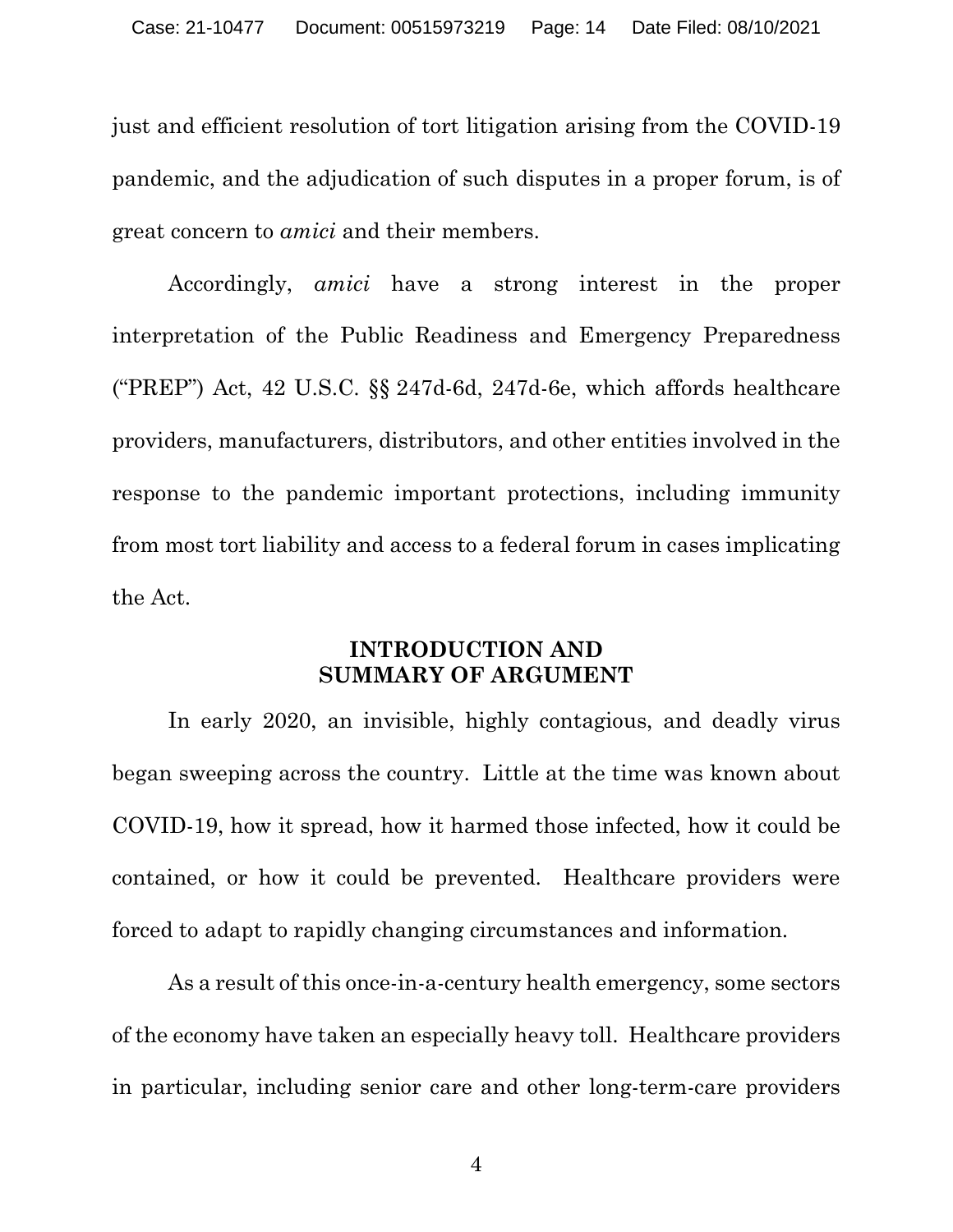just and efficient resolution of tort litigation arising from the COVID-19 pandemic, and the adjudication of such disputes in a proper forum, is of great concern to *amici* and their members.

Accordingly, *amici* have a strong interest in the proper interpretation of the Public Readiness and Emergency Preparedness ("PREP") Act, 42 U.S.C. §§ 247d-6d, 247d-6e, which affords healthcare providers, manufacturers, distributors, and other entities involved in the response to the pandemic important protections, including immunity from most tort liability and access to a federal forum in cases implicating the Act.

## INTRODUCTION AND SUMMARY OF ARGUMENT

In early 2020, an invisible, highly contagious, and deadly virus began sweeping across the country. Little at the time was known about COVID-19, how it spread, how it harmed those infected, how it could be contained, or how it could be prevented. Healthcare providers were forced to adapt to rapidly changing circumstances and information.

As a result of this once-in-a-century health emergency, some sectors of the economy have taken an especially heavy toll. Healthcare providers in particular, including senior care and other long-term-care providers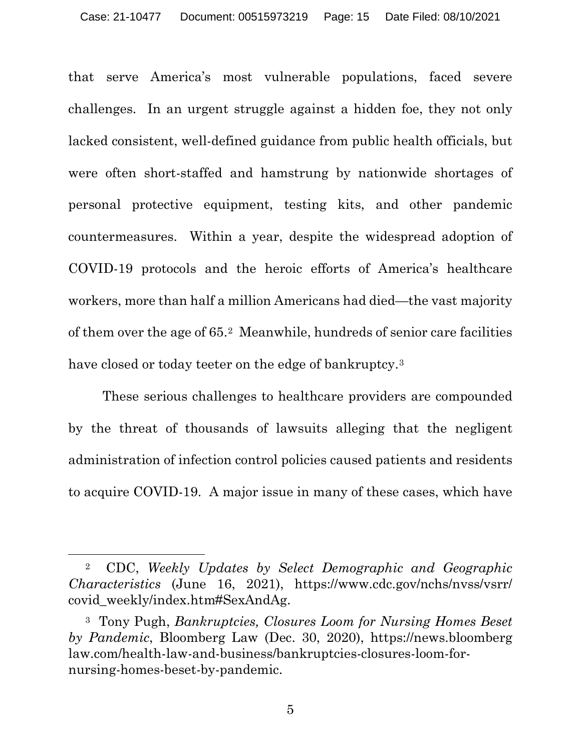that serve America's most vulnerable populations, faced severe challenges. In an urgent struggle against a hidden foe, they not only lacked consistent, well-defined guidance from public health officials, but were often short-staffed and hamstrung by nationwide shortages of personal protective equipment, testing kits, and other pandemic countermeasures. Within a year, despite the widespread adoption of COVID-19 protocols and the heroic efforts of America's healthcare workers, more than half a million Americans had died—the vast majority of them over the age of 65.[2] Meanwhile, hundreds of senior care facilities have closed or today teeter on the edge of bankruptcy.[3]

These serious challenges to healthcare providers are compounded by the threat of thousands of lawsuits alleging that the negligent administration of infection control policies caused patients and residents to acquire COVID-19. A major issue in many of these cases, which have

---

[2] CDC, *Weekly Updates by Select Demographic and Geographic Characteristics* (June 16, 2021), https://www.cdc.gov/nchs/nvss/vsrr/covid_weekly/index.htm#SexAndAg.

[3] Tony Pugh, *Bankruptcies, Closures Loom for Nursing Homes Beset by Pandemic*, Bloomberg Law (Dec. 30, 2020), https://news.bloomberglaw.com/health-law-and-business/bankruptcies-closures-loom-for-nursing-homes-beset-by-pandemic.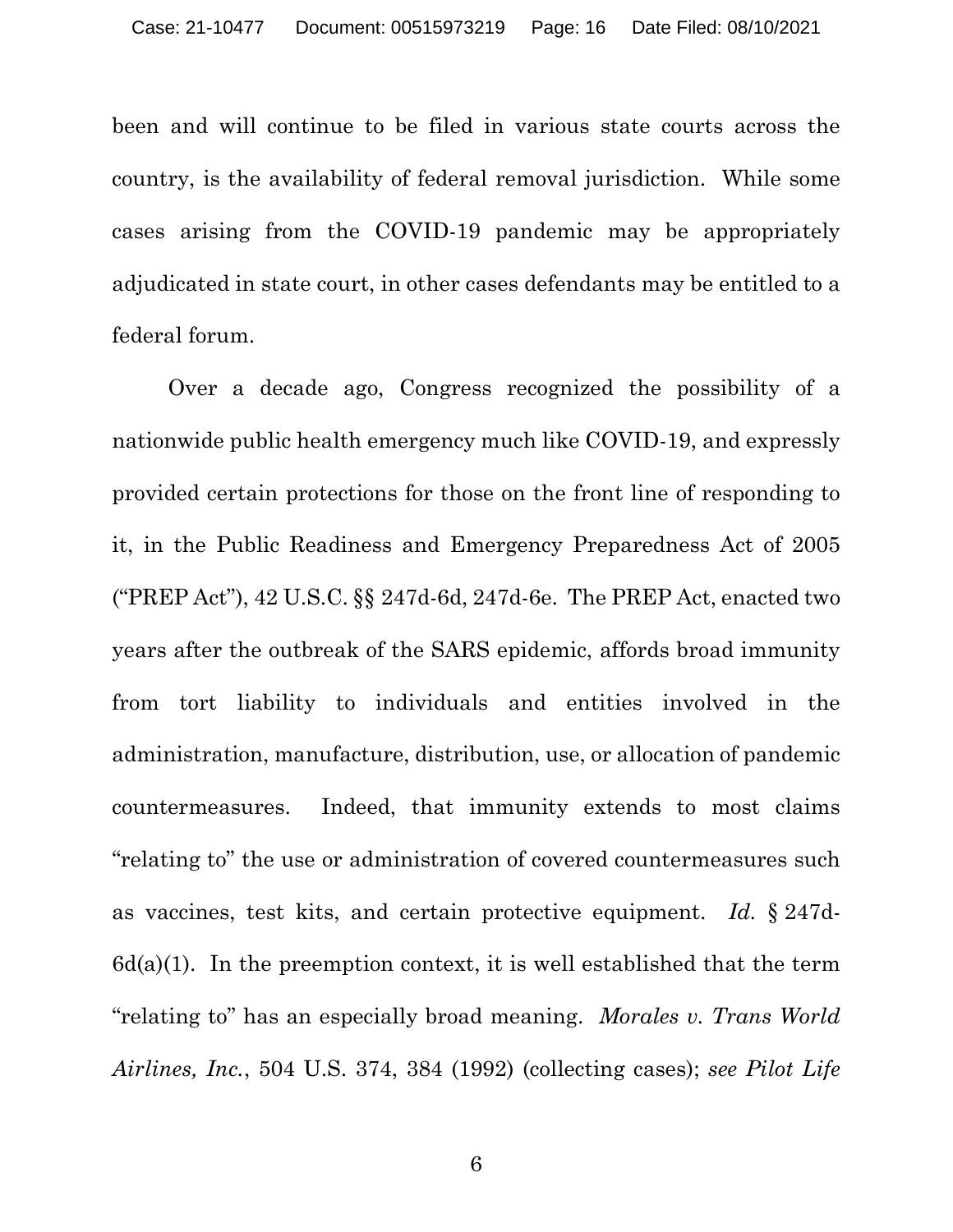been and will continue to be filed in various state courts across the country, is the availability of federal removal jurisdiction. While some cases arising from the COVID-19 pandemic may be appropriately adjudicated in state court, in other cases defendants may be entitled to a federal forum.

Over a decade ago, Congress recognized the possibility of a nationwide public health emergency much like COVID-19, and expressly provided certain protections for those on the front line of responding to it, in the Public Readiness and Emergency Preparedness Act of 2005 ("PREP Act"), 42 U.S.C. §§ 247d-6d, 247d-6e. The PREP Act, enacted two years after the outbreak of the SARS epidemic, affords broad immunity from tort liability to individuals and entities involved in the administration, manufacture, distribution, use, or allocation of pandemic countermeasures. Indeed, that immunity extends to most claims "relating to" the use or administration of covered countermeasures such as vaccines, test kits, and certain protective equipment. *Id.* § 247d-6d(a)(1). In the preemption context, it is well established that the term "relating to" has an especially broad meaning. *Morales v. Trans World Airlines, Inc.*, 504 U.S. 374, 384 (1992) (collecting cases); *see Pilot Life*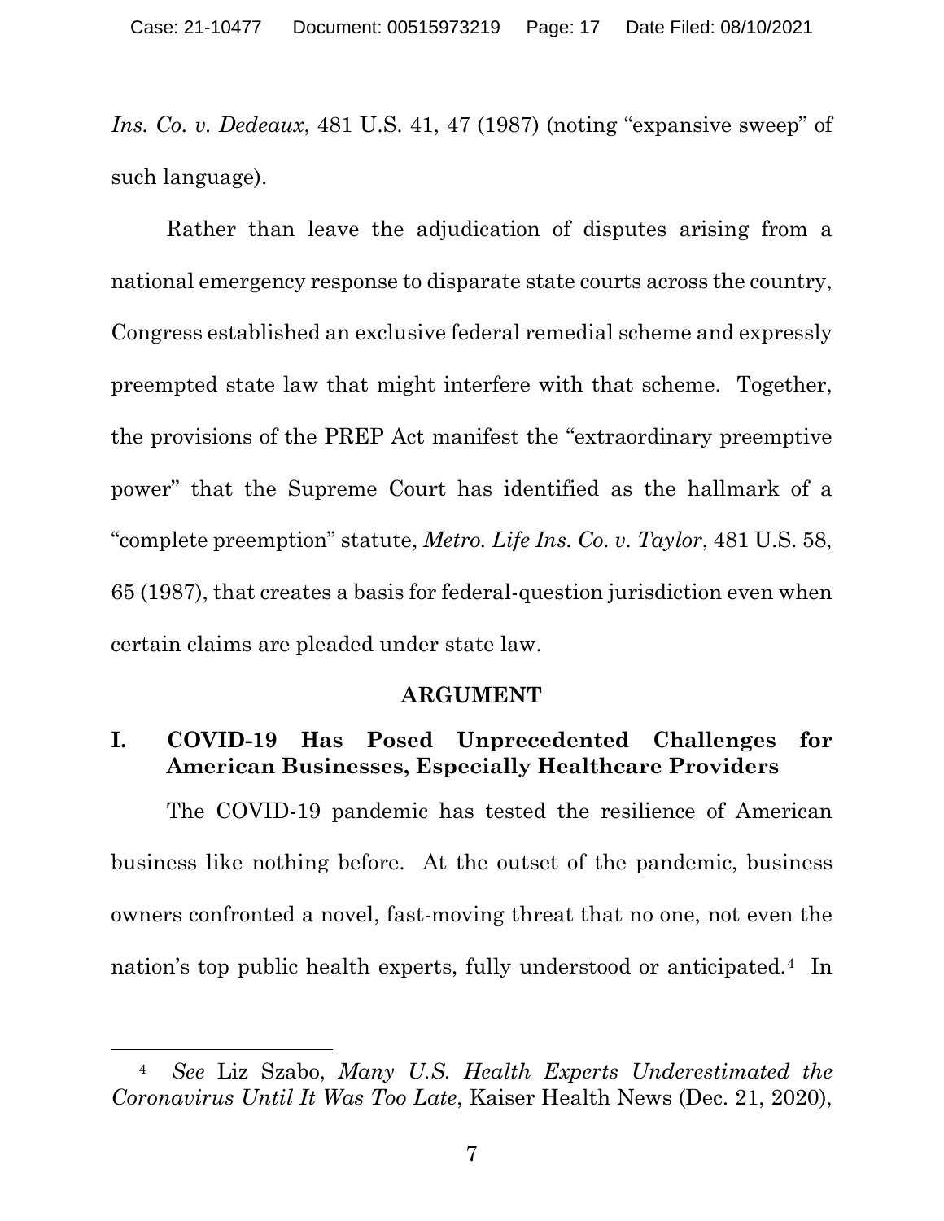*Ins. Co. v. Dedeaux*, 481 U.S. 41, 47 (1987) (noting "expansive sweep" of such language).

Rather than leave the adjudication of disputes arising from a national emergency response to disparate state courts across the country, Congress established an exclusive federal remedial scheme and expressly preempted state law that might interfere with that scheme. Together, the provisions of the PREP Act manifest the "extraordinary preemptive power" that the Supreme Court has identified as the hallmark of a "complete preemption" statute, *Metro. Life Ins. Co. v. Taylor*, 481 U.S. 58, 65 (1987), that creates a basis for federal-question jurisdiction even when certain claims are pleaded under state law.

## ARGUMENT

### I. COVID-19 Has Posed Unprecedented Challenges for American Businesses, Especially Healthcare Providers

The COVID-19 pandemic has tested the resilience of American business like nothing before. At the outset of the pandemic, business owners confronted a novel, fast-moving threat that no one, not even the nation's top public health experts, fully understood or anticipated.[4] In

---

[4] *See* Liz Szabo, *Many U.S. Health Experts Underestimated the Coronavirus Until It Was Too Late*, Kaiser Health News (Dec. 21, 2020),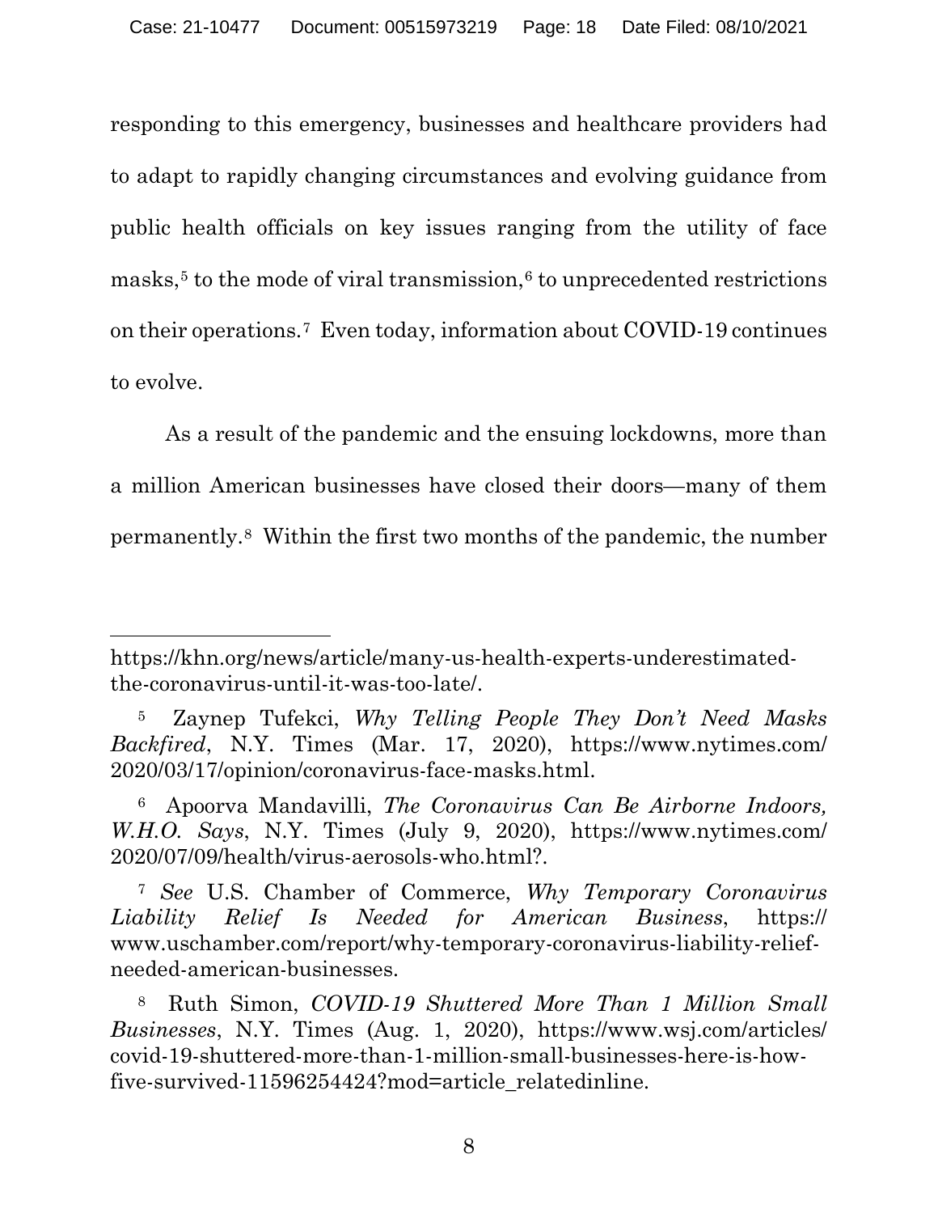responding to this emergency, businesses and healthcare providers had to adapt to rapidly changing circumstances and evolving guidance from public health officials on key issues ranging from the utility of face masks,[5] to the mode of viral transmission,[6] to unprecedented restrictions on their operations.[7] Even today, information about COVID-19 continues to evolve.

As a result of the pandemic and the ensuing lockdowns, more than a million American businesses have closed their doors—many of them permanently.[8] Within the first two months of the pandemic, the number

---

https://khn.org/news/article/many-us-health-experts-underestimated-the-coronavirus-until-it-was-too-late/.

[5] Zaynep Tufekci, *Why Telling People They Don't Need Masks Backfired*, N.Y. Times (Mar. 17, 2020), https://www.nytimes.com/2020/03/17/opinion/coronavirus-face-masks.html.

[6] Apoorva Mandavilli, *The Coronavirus Can Be Airborne Indoors, W.H.O. Says*, N.Y. Times (July 9, 2020), https://www.nytimes.com/2020/07/09/health/virus-aerosols-who.html?.

[7] *See* U.S. Chamber of Commerce, *Why Temporary Coronavirus Liability Relief Is Needed for American Business*, https://www.uschamber.com/report/why-temporary-coronavirus-liability-relief-needed-american-businesses.

[8] Ruth Simon, *COVID-19 Shuttered More Than 1 Million Small Businesses*, N.Y. Times (Aug. 1, 2020), https://www.wsj.com/articles/covid-19-shuttered-more-than-1-million-small-businesses-here-is-how-five-survived-11596254424?mod=article_relatedinline.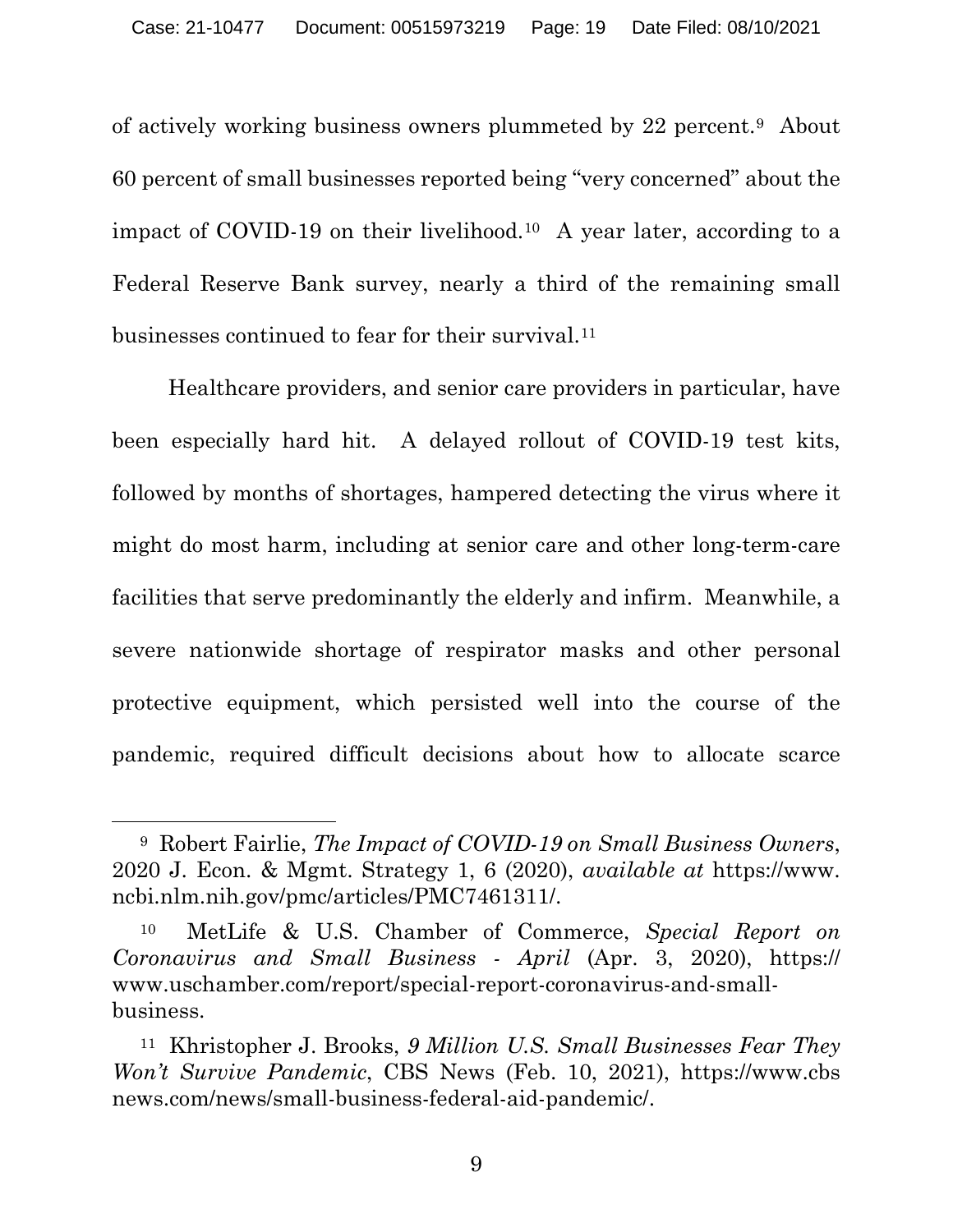of actively working business owners plummeted by 22 percent.[9] About 60 percent of small businesses reported being "very concerned" about the impact of COVID-19 on their livelihood.[10] A year later, according to a Federal Reserve Bank survey, nearly a third of the remaining small businesses continued to fear for their survival.[11]

Healthcare providers, and senior care providers in particular, have been especially hard hit. A delayed rollout of COVID-19 test kits, followed by months of shortages, hampered detecting the virus where it might do most harm, including at senior care and other long-term-care facilities that serve predominantly the elderly and infirm. Meanwhile, a severe nationwide shortage of respirator masks and other personal protective equipment, which persisted well into the course of the pandemic, required difficult decisions about how to allocate scarce

---

[9] Robert Fairlie, *The Impact of COVID-19 on Small Business Owners*, 2020 J. Econ. & Mgmt. Strategy 1, 6 (2020), *available at* https://www.ncbi.nlm.nih.gov/pmc/articles/PMC7461311/.

[10] MetLife & U.S. Chamber of Commerce, *Special Report on Coronavirus and Small Business - April* (Apr. 3, 2020), https://www.uschamber.com/report/special-report-coronavirus-and-small-business.

[11] Khristopher J. Brooks, *9 Million U.S. Small Businesses Fear They Won't Survive Pandemic*, CBS News (Feb. 10, 2021), https://www.cbsnews.com/news/small-business-federal-aid-pandemic/.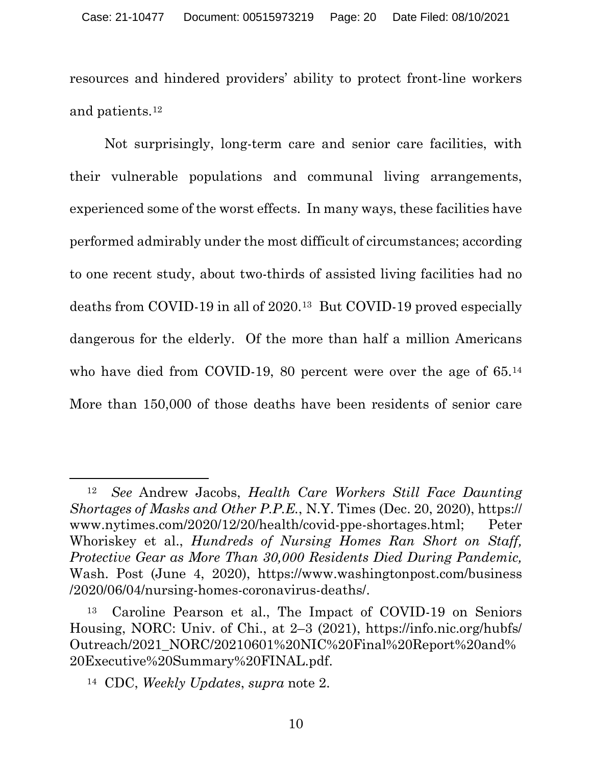resources and hindered providers' ability to protect front-line workers and patients.[12]

Not surprisingly, long-term care and senior care facilities, with their vulnerable populations and communal living arrangements, experienced some of the worst effects. In many ways, these facilities have performed admirably under the most difficult of circumstances; according to one recent study, about two-thirds of assisted living facilities had no deaths from COVID-19 in all of 2020.[13] But COVID-19 proved especially dangerous for the elderly. Of the more than half a million Americans who have died from COVID-19, 80 percent were over the age of 65.[14] More than 150,000 of those deaths have been residents of senior care

---

[12] *See* Andrew Jacobs, *Health Care Workers Still Face Daunting Shortages of Masks and Other P.P.E.*, N.Y. Times (Dec. 20, 2020), https://www.nytimes.com/2020/12/20/health/covid-ppe-shortages.html; Peter Whoriskey et al., *Hundreds of Nursing Homes Ran Short on Staff, Protective Gear as More Than 30,000 Residents Died During Pandemic,* Wash. Post (June 4, 2020), https://www.washingtonpost.com/business/2020/06/04/nursing-homes-coronavirus-deaths/.

[13] Caroline Pearson et al., The Impact of COVID-19 on Seniors Housing, NORC: Univ. of Chi., at 2–3 (2021), https://info.nic.org/hubfs/Outreach/2021_NORC/20210601%20NIC%20Final%20Report%20and%20Executive%20Summary%20FINAL.pdf.

[14] CDC, *Weekly Updates*, *supra* note 2.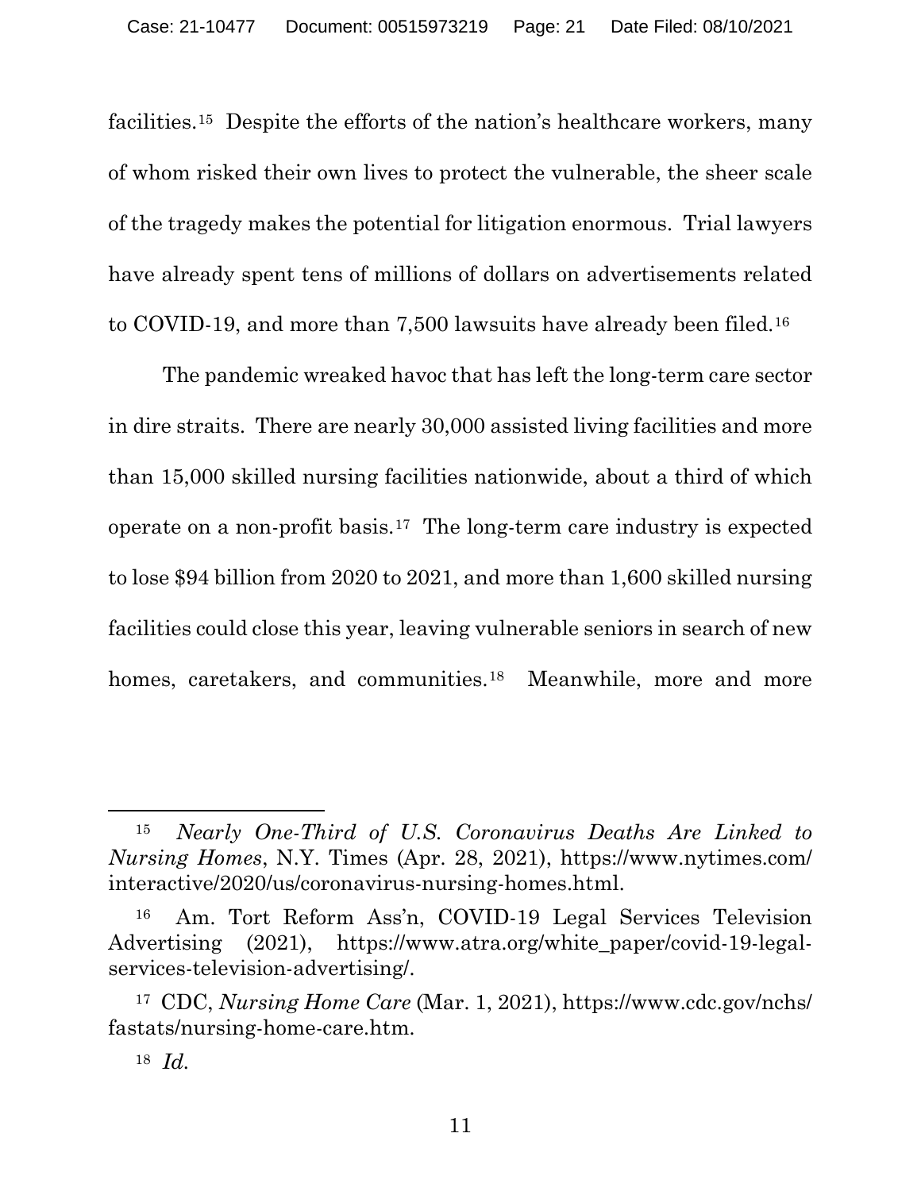facilities.[15] Despite the efforts of the nation's healthcare workers, many of whom risked their own lives to protect the vulnerable, the sheer scale of the tragedy makes the potential for litigation enormous. Trial lawyers have already spent tens of millions of dollars on advertisements related to COVID-19, and more than 7,500 lawsuits have already been filed.[16]

The pandemic wreaked havoc that has left the long-term care sector in dire straits. There are nearly 30,000 assisted living facilities and more than 15,000 skilled nursing facilities nationwide, about a third of which operate on a non-profit basis.[17] The long-term care industry is expected to lose $94 billion from 2020 to 2021, and more than 1,600 skilled nursing facilities could close this year, leaving vulnerable seniors in search of new homes, caretakers, and communities.[18] Meanwhile, more and more

---

[15] *Nearly One-Third of U.S. Coronavirus Deaths Are Linked to Nursing Homes*, N.Y. Times (Apr. 28, 2021), https://www.nytimes.com/interactive/2020/us/coronavirus-nursing-homes.html.

[16] Am. Tort Reform Ass'n, COVID-19 Legal Services Television Advertising (2021), https://www.atra.org/white_paper/covid-19-legal-services-television-advertising/.

[17] CDC, *Nursing Home Care* (Mar. 1, 2021), https://www.cdc.gov/nchs/fastats/nursing-home-care.htm.

[18] *Id.*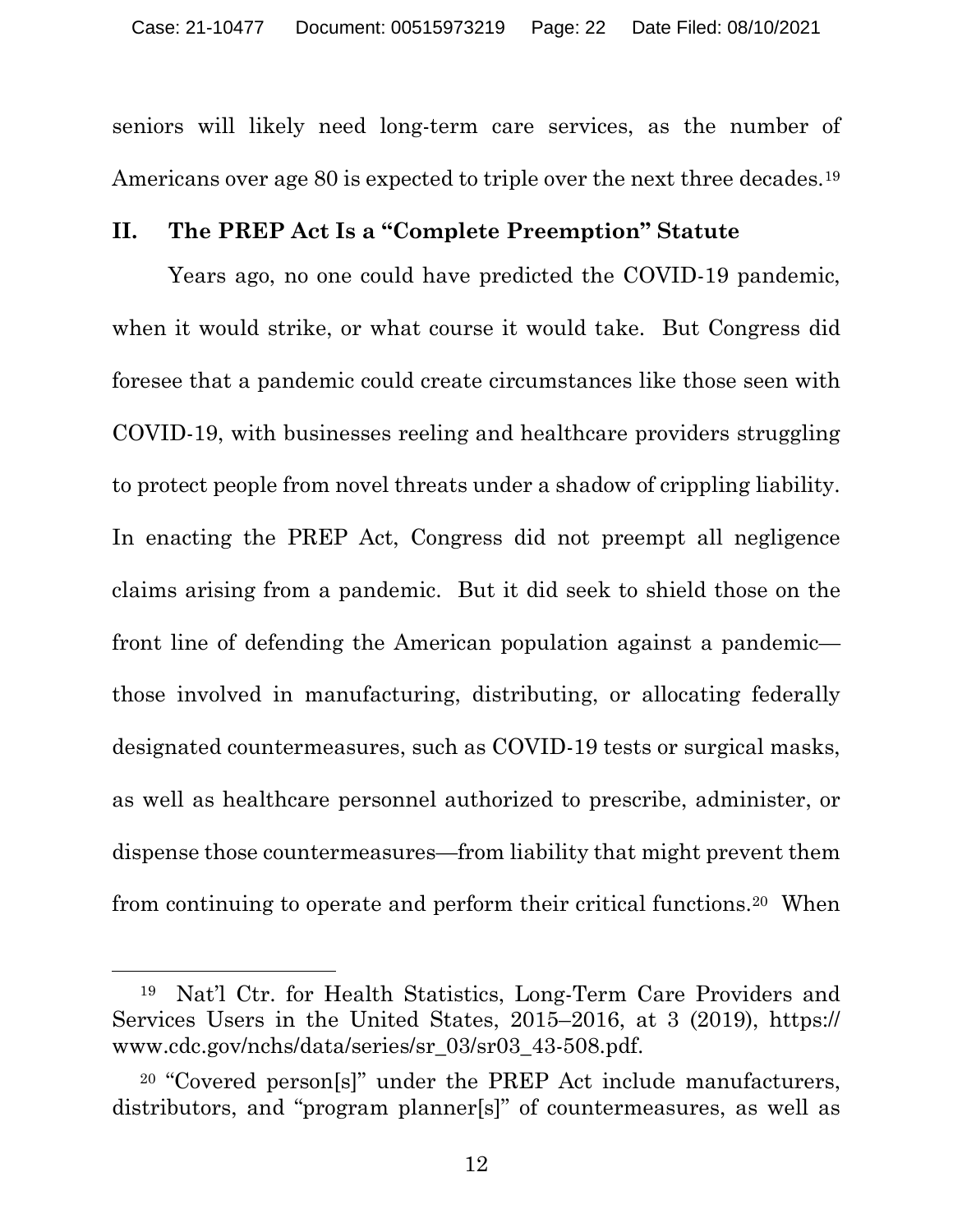seniors will likely need long-term care services, as the number of Americans over age 80 is expected to triple over the next three decades.[19]

## II. The PREP Act Is a "Complete Preemption" Statute

Years ago, no one could have predicted the COVID-19 pandemic, when it would strike, or what course it would take. But Congress did foresee that a pandemic could create circumstances like those seen with COVID-19, with businesses reeling and healthcare providers struggling to protect people from novel threats under a shadow of crippling liability. In enacting the PREP Act, Congress did not preempt all negligence claims arising from a pandemic. But it did seek to shield those on the front line of defending the American population against a pandemic—those involved in manufacturing, distributing, or allocating federally designated countermeasures, such as COVID-19 tests or surgical masks, as well as healthcare personnel authorized to prescribe, administer, or dispense those countermeasures—from liability that might prevent them from continuing to operate and perform their critical functions.[20] When

---

[19] Nat'l Ctr. for Health Statistics, Long-Term Care Providers and Services Users in the United States, 2015–2016, at 3 (2019), https://www.cdc.gov/nchs/data/series/sr_03/sr03_43-508.pdf.

[20] "Covered person[s]" under the PREP Act include manufacturers, distributors, and "program planner[s]" of countermeasures, as well as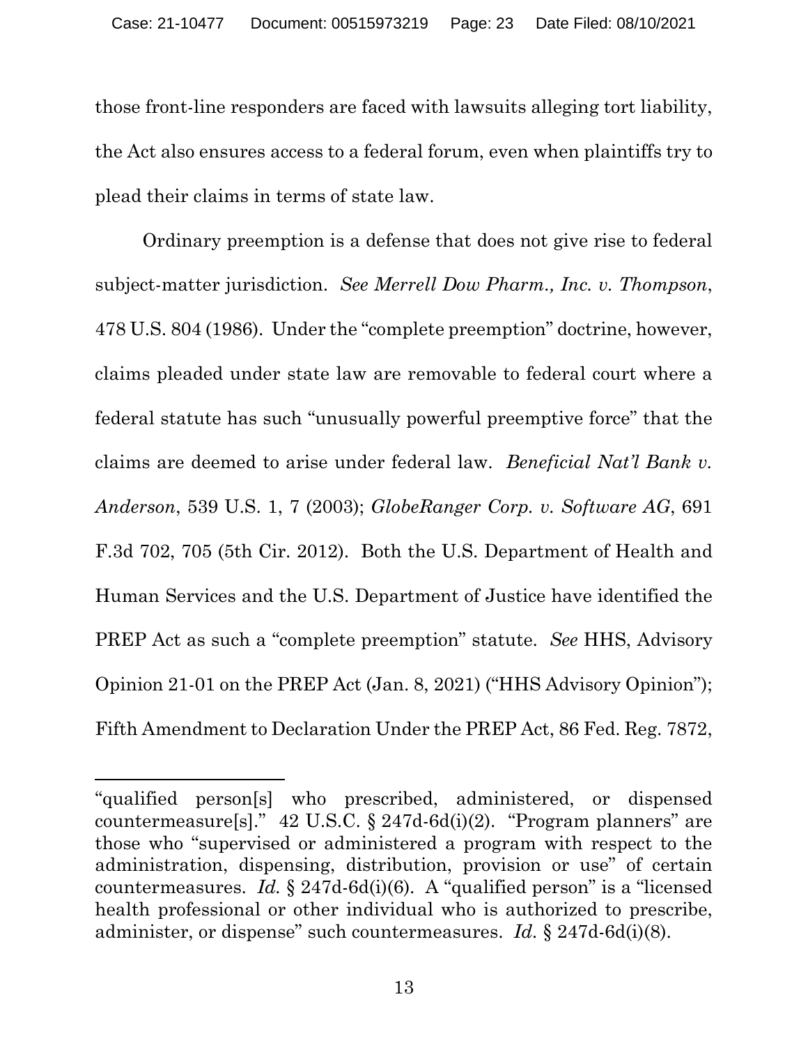those front-line responders are faced with lawsuits alleging tort liability, the Act also ensures access to a federal forum, even when plaintiffs try to plead their claims in terms of state law.

Ordinary preemption is a defense that does not give rise to federal subject-matter jurisdiction. *See Merrell Dow Pharm., Inc. v. Thompson*, 478 U.S. 804 (1986). Under the "complete preemption" doctrine, however, claims pleaded under state law are removable to federal court where a federal statute has such "unusually powerful preemptive force" that the claims are deemed to arise under federal law. *Beneficial Nat'l Bank v. Anderson*, 539 U.S. 1, 7 (2003); *GlobeRanger Corp. v. Software AG*, 691 F.3d 702, 705 (5th Cir. 2012). Both the U.S. Department of Health and Human Services and the U.S. Department of Justice have identified the PREP Act as such a "complete preemption" statute. *See* HHS, Advisory Opinion 21-01 on the PREP Act (Jan. 8, 2021) ("HHS Advisory Opinion"); Fifth Amendment to Declaration Under the PREP Act, 86 Fed. Reg. 7872,

---

"qualified person[s] who prescribed, administered, or dispensed countermeasure[s]." 42 U.S.C. § 247d-6d(i)(2). "Program planners" are those who "supervised or administered a program with respect to the administration, dispensing, distribution, provision or use" of certain countermeasures. *Id.* § 247d-6d(i)(6). A "qualified person" is a "licensed health professional or other individual who is authorized to prescribe, administer, or dispense" such countermeasures. *Id.* § 247d-6d(i)(8).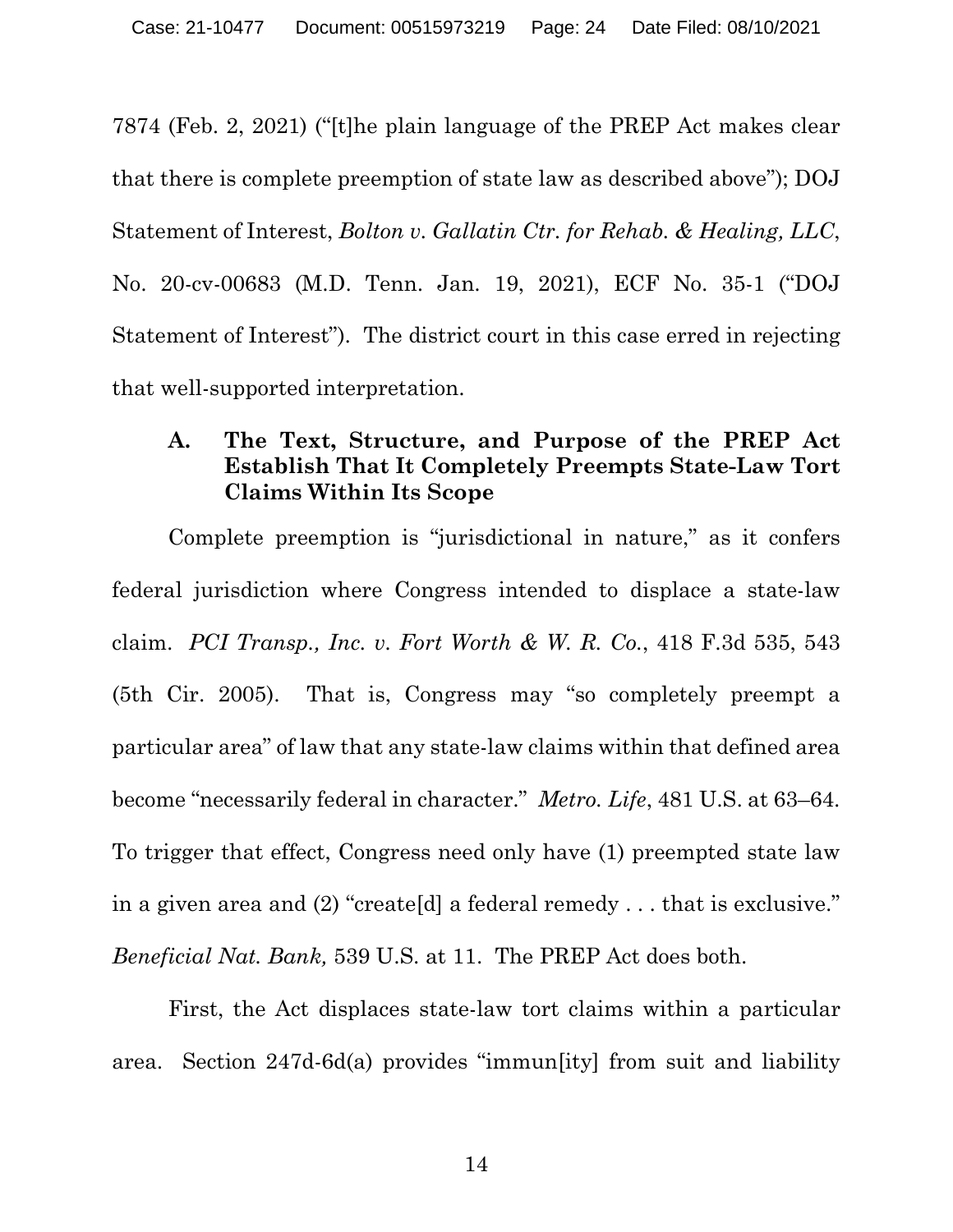7874 (Feb. 2, 2021) ("[t]he plain language of the PREP Act makes clear that there is complete preemption of state law as described above"); DOJ Statement of Interest, *Bolton v. Gallatin Ctr. for Rehab. & Healing, LLC*, No. 20-cv-00683 (M.D. Tenn. Jan. 19, 2021), ECF No. 35-1 ("DOJ Statement of Interest"). The district court in this case erred in rejecting that well-supported interpretation.

### A. The Text, Structure, and Purpose of the PREP Act Establish That It Completely Preempts State-Law Tort Claims Within Its Scope

Complete preemption is "jurisdictional in nature," as it confers federal jurisdiction where Congress intended to displace a state-law claim. *PCI Transp., Inc. v. Fort Worth & W. R. Co.*, 418 F.3d 535, 543 (5th Cir. 2005). That is, Congress may "so completely preempt a particular area" of law that any state-law claims within that defined area become "necessarily federal in character." *Metro. Life*, 481 U.S. at 63–64. To trigger that effect, Congress need only have (1) preempted state law in a given area and (2) "create[d] a federal remedy . . . that is exclusive." *Beneficial Nat. Bank,* 539 U.S. at 11. The PREP Act does both.

First, the Act displaces state-law tort claims within a particular area. Section 247d-6d(a) provides "immun[ity] from suit and liability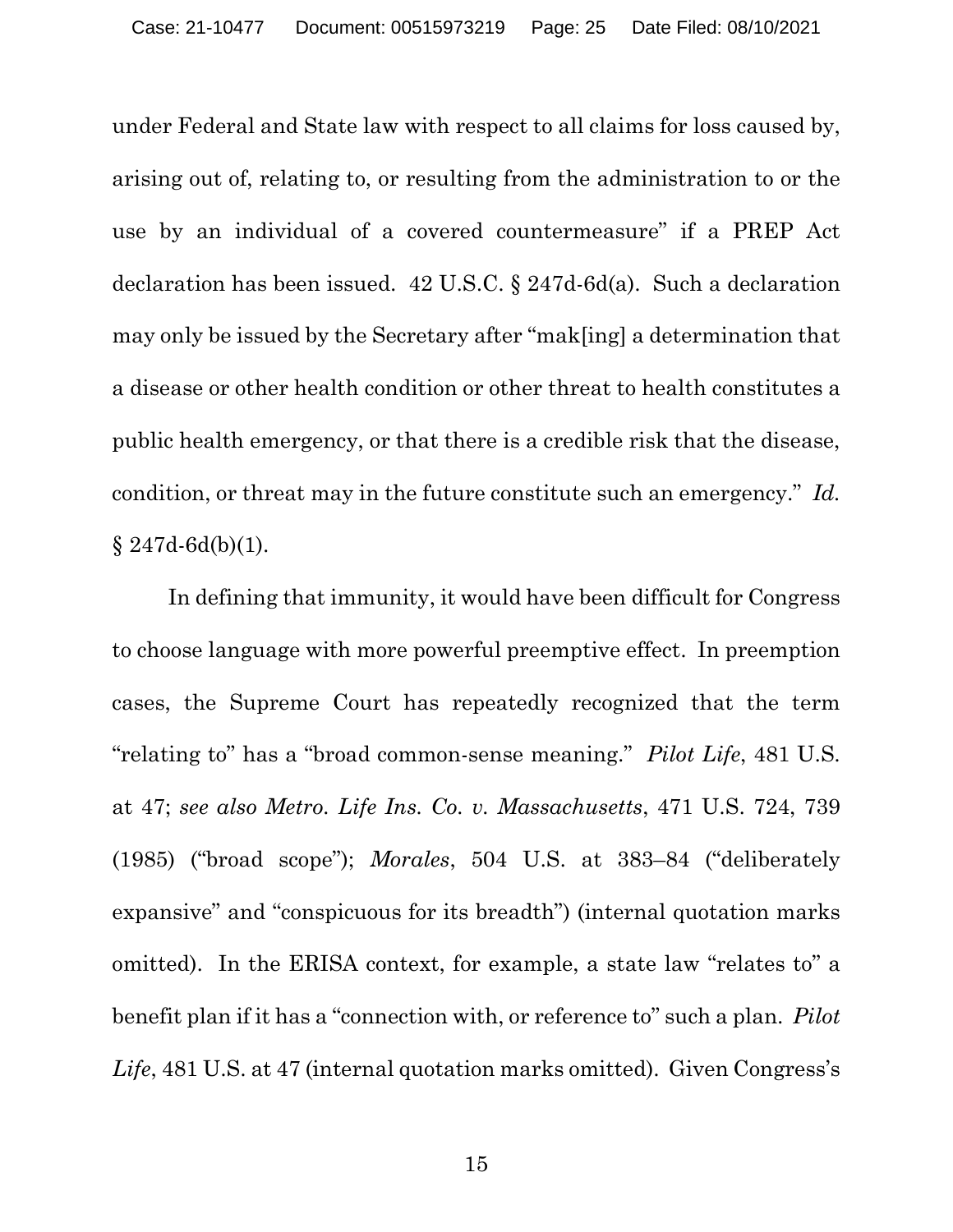under Federal and State law with respect to all claims for loss caused by, arising out of, relating to, or resulting from the administration to or the use by an individual of a covered countermeasure" if a PREP Act declaration has been issued. 42 U.S.C. § 247d-6d(a). Such a declaration may only be issued by the Secretary after "mak[ing] a determination that a disease or other health condition or other threat to health constitutes a public health emergency, or that there is a credible risk that the disease, condition, or threat may in the future constitute such an emergency." *Id.* § 247d-6d(b)(1).

In defining that immunity, it would have been difficult for Congress to choose language with more powerful preemptive effect. In preemption cases, the Supreme Court has repeatedly recognized that the term "relating to" has a "broad common-sense meaning." *Pilot Life*, 481 U.S. at 47; *see also Metro. Life Ins. Co. v. Massachusetts*, 471 U.S. 724, 739 (1985) ("broad scope"); *Morales*, 504 U.S. at 383–84 ("deliberately expansive" and "conspicuous for its breadth") (internal quotation marks omitted). In the ERISA context, for example, a state law "relates to" a benefit plan if it has a "connection with, or reference to" such a plan. *Pilot Life*, 481 U.S. at 47 (internal quotation marks omitted). Given Congress's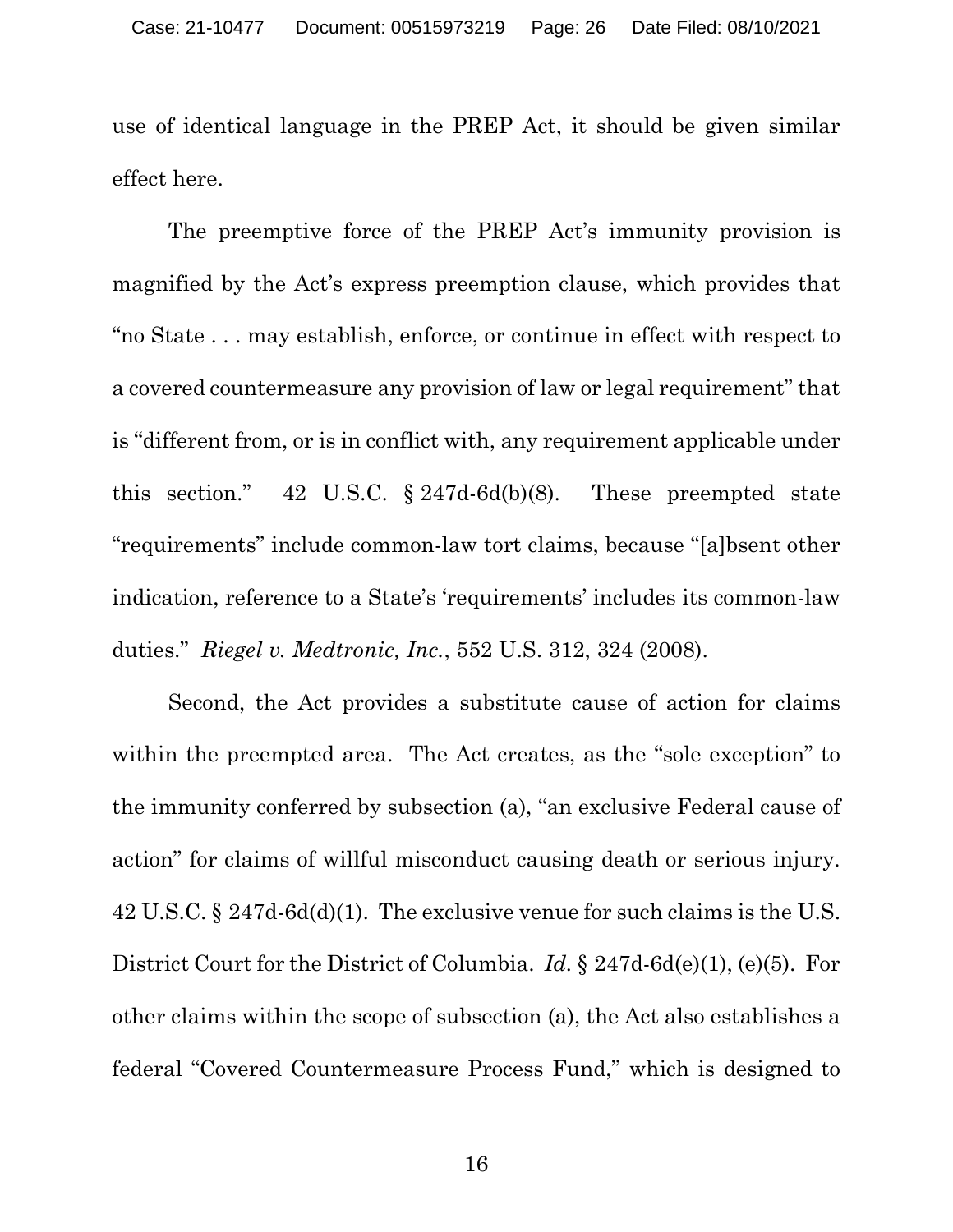use of identical language in the PREP Act, it should be given similar effect here.

The preemptive force of the PREP Act's immunity provision is magnified by the Act's express preemption clause, which provides that "no State . . . may establish, enforce, or continue in effect with respect to a covered countermeasure any provision of law or legal requirement" that is "different from, or is in conflict with, any requirement applicable under this section." 42 U.S.C. § 247d-6d(b)(8). These preempted state "requirements" include common-law tort claims, because "[a]bsent other indication, reference to a State's 'requirements' includes its common-law duties." *Riegel v. Medtronic, Inc.*, 552 U.S. 312, 324 (2008).

Second, the Act provides a substitute cause of action for claims within the preempted area. The Act creates, as the "sole exception" to the immunity conferred by subsection (a), "an exclusive Federal cause of action" for claims of willful misconduct causing death or serious injury. 42 U.S.C. § 247d-6d(d)(1). The exclusive venue for such claims is the U.S. District Court for the District of Columbia. *Id.* § 247d-6d(e)(1), (e)(5). For other claims within the scope of subsection (a), the Act also establishes a federal "Covered Countermeasure Process Fund," which is designed to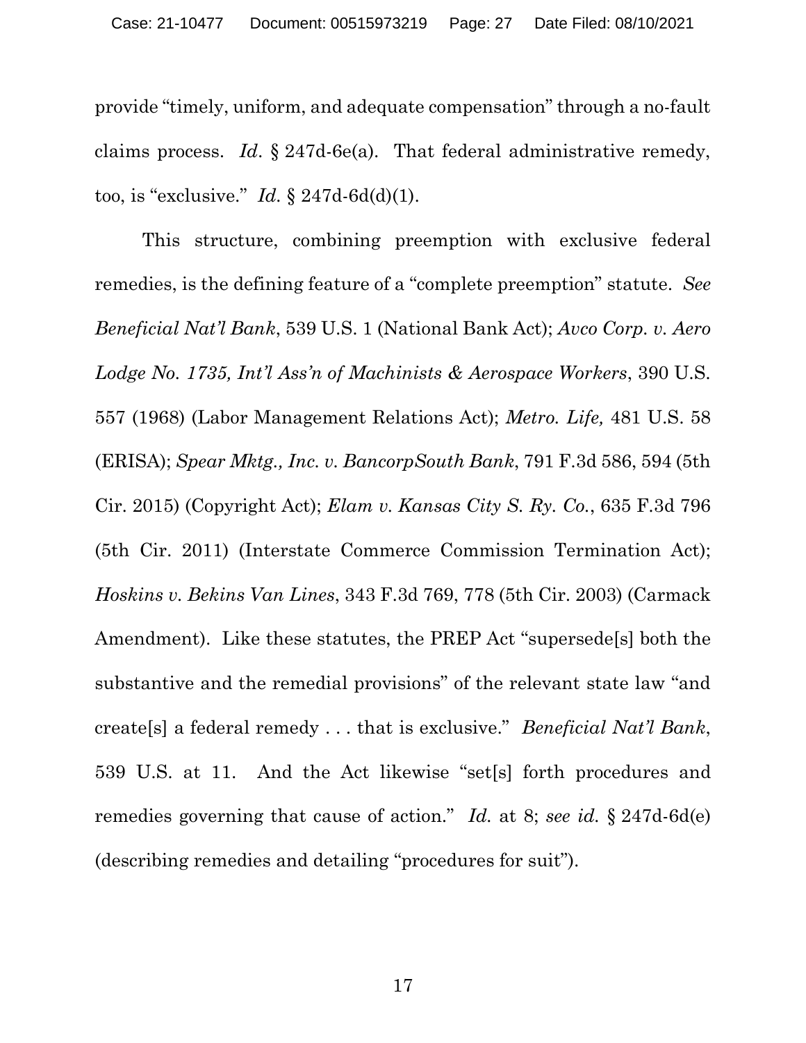provide "timely, uniform, and adequate compensation" through a no-fault claims process. *Id*. § 247d-6e(a). That federal administrative remedy, too, is "exclusive." *Id.* § 247d-6d(d)(1).

This structure, combining preemption with exclusive federal remedies, is the defining feature of a "complete preemption" statute. *See Beneficial Nat'l Bank*, 539 U.S. 1 (National Bank Act); *Avco Corp. v. Aero Lodge No. 1735, Int'l Ass'n of Machinists & Aerospace Workers*, 390 U.S. 557 (1968) (Labor Management Relations Act); *Metro. Life,* 481 U.S. 58 (ERISA); *Spear Mktg., Inc. v. BancorpSouth Bank*, 791 F.3d 586, 594 (5th Cir. 2015) (Copyright Act); *Elam v. Kansas City S. Ry. Co.*, 635 F.3d 796 (5th Cir. 2011) (Interstate Commerce Commission Termination Act); *Hoskins v. Bekins Van Lines*, 343 F.3d 769, 778 (5th Cir. 2003) (Carmack Amendment). Like these statutes, the PREP Act "supersede[s] both the substantive and the remedial provisions" of the relevant state law "and create[s] a federal remedy . . . that is exclusive." *Beneficial Nat'l Bank*, 539 U.S. at 11. And the Act likewise "set[s] forth procedures and remedies governing that cause of action." *Id.* at 8; *see id.* § 247d-6d(e) (describing remedies and detailing "procedures for suit").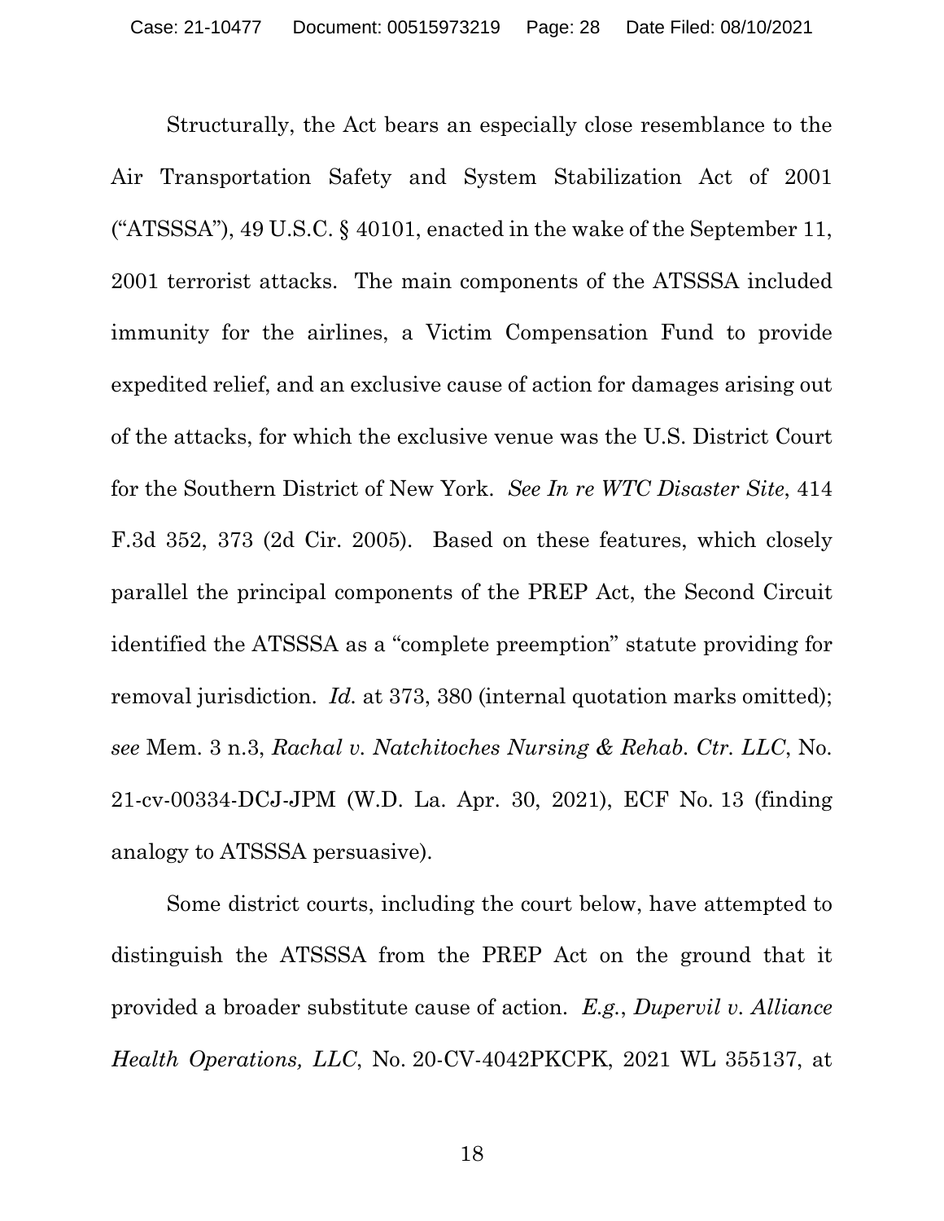Structurally, the Act bears an especially close resemblance to the Air Transportation Safety and System Stabilization Act of 2001 ("ATSSSA"), 49 U.S.C. § 40101, enacted in the wake of the September 11, 2001 terrorist attacks. The main components of the ATSSSA included immunity for the airlines, a Victim Compensation Fund to provide expedited relief, and an exclusive cause of action for damages arising out of the attacks, for which the exclusive venue was the U.S. District Court for the Southern District of New York. *See In re WTC Disaster Site*, 414 F.3d 352, 373 (2d Cir. 2005). Based on these features, which closely parallel the principal components of the PREP Act, the Second Circuit identified the ATSSSA as a "complete preemption" statute providing for removal jurisdiction. *Id.* at 373, 380 (internal quotation marks omitted); *see* Mem. 3 n.3, *Rachal v. Natchitoches Nursing & Rehab. Ctr. LLC*, No. 21-cv-00334-DCJ-JPM (W.D. La. Apr. 30, 2021), ECF No. 13 (finding analogy to ATSSSA persuasive).

Some district courts, including the court below, have attempted to distinguish the ATSSSA from the PREP Act on the ground that it provided a broader substitute cause of action. *E.g.*, *Dupervil v. Alliance Health Operations, LLC*, No. 20-CV-4042PKCPK, 2021 WL 355137, at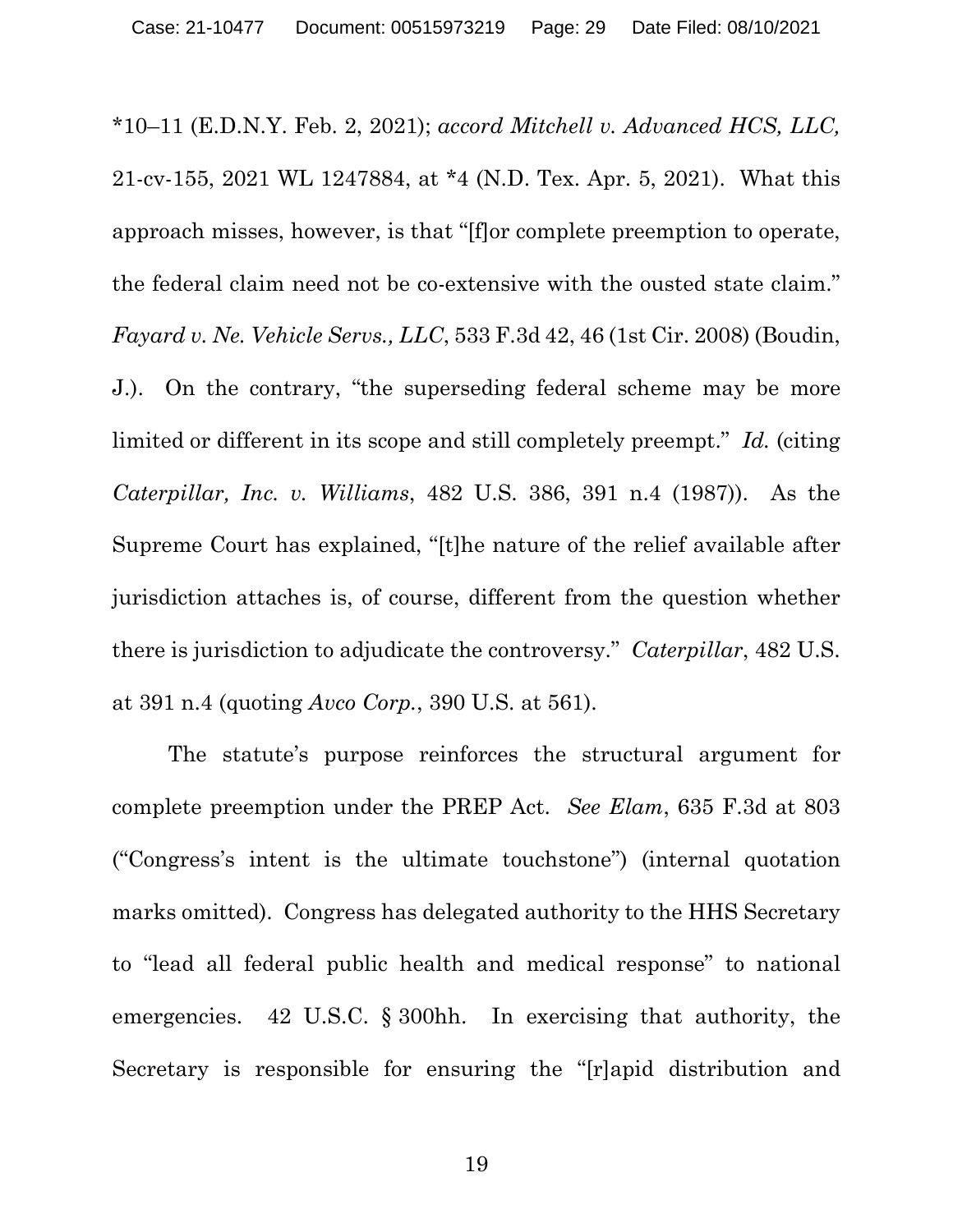*10–11 (E.D.N.Y. Feb. 2, 2021); *accord Mitchell v. Advanced HCS, LLC,* 21-cv-155, 2021 WL 1247884, at *4 (N.D. Tex. Apr. 5, 2021). What this approach misses, however, is that "[f]or complete preemption to operate, the federal claim need not be co-extensive with the ousted state claim." *Fayard v. Ne. Vehicle Servs., LLC*, 533 F.3d 42, 46 (1st Cir. 2008) (Boudin, J.). On the contrary, "the superseding federal scheme may be more limited or different in its scope and still completely preempt." *Id.* (citing *Caterpillar, Inc. v. Williams*, 482 U.S. 386, 391 n.4 (1987)). As the Supreme Court has explained, "[t]he nature of the relief available after jurisdiction attaches is, of course, different from the question whether there is jurisdiction to adjudicate the controversy." *Caterpillar*, 482 U.S. at 391 n.4 (quoting *Avco Corp.*, 390 U.S. at 561).

The statute's purpose reinforces the structural argument for complete preemption under the PREP Act. *See Elam*, 635 F.3d at 803 ("Congress's intent is the ultimate touchstone") (internal quotation marks omitted). Congress has delegated authority to the HHS Secretary to "lead all federal public health and medical response" to national emergencies. 42 U.S.C. § 300hh. In exercising that authority, the Secretary is responsible for ensuring the "[r]apid distribution and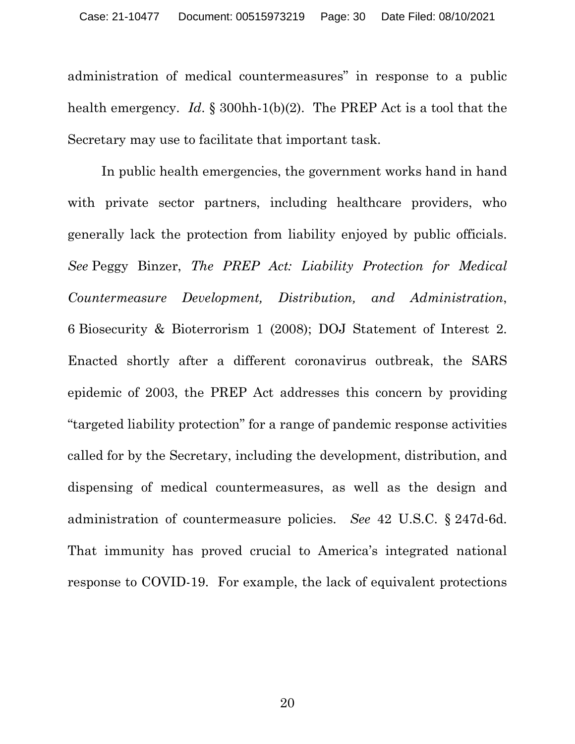administration of medical countermeasures" in response to a public health emergency. *Id*. § 300hh-1(b)(2). The PREP Act is a tool that the Secretary may use to facilitate that important task.

In public health emergencies, the government works hand in hand with private sector partners, including healthcare providers, who generally lack the protection from liability enjoyed by public officials. *See* Peggy Binzer, *The PREP Act: Liability Protection for Medical Countermeasure Development, Distribution, and Administration*, 6 Biosecurity & Bioterrorism 1 (2008); DOJ Statement of Interest 2. Enacted shortly after a different coronavirus outbreak, the SARS epidemic of 2003, the PREP Act addresses this concern by providing "targeted liability protection" for a range of pandemic response activities called for by the Secretary, including the development, distribution, and dispensing of medical countermeasures, as well as the design and administration of countermeasure policies. *See* 42 U.S.C. § 247d-6d. That immunity has proved crucial to America's integrated national response to COVID-19. For example, the lack of equivalent protections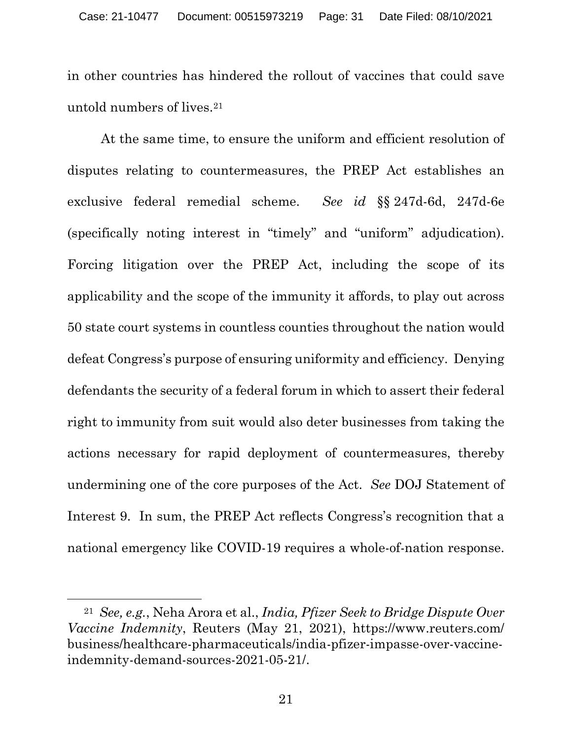in other countries has hindered the rollout of vaccines that could save untold numbers of lives.[21]

At the same time, to ensure the uniform and efficient resolution of disputes relating to countermeasures, the PREP Act establishes an exclusive federal remedial scheme. *See id* §§ 247d-6d, 247d-6e (specifically noting interest in "timely" and "uniform" adjudication). Forcing litigation over the PREP Act, including the scope of its applicability and the scope of the immunity it affords, to play out across 50 state court systems in countless counties throughout the nation would defeat Congress's purpose of ensuring uniformity and efficiency. Denying defendants the security of a federal forum in which to assert their federal right to immunity from suit would also deter businesses from taking the actions necessary for rapid deployment of countermeasures, thereby undermining one of the core purposes of the Act. *See* DOJ Statement of Interest 9. In sum, the PREP Act reflects Congress's recognition that a national emergency like COVID-19 requires a whole-of-nation response.

---

[21] *See, e.g.*, Neha Arora et al., *India, Pfizer Seek to Bridge Dispute Over Vaccine Indemnity*, Reuters (May 21, 2021), https://www.reuters.com/business/healthcare-pharmaceuticals/india-pfizer-impasse-over-vaccine-indemnity-demand-sources-2021-05-21/.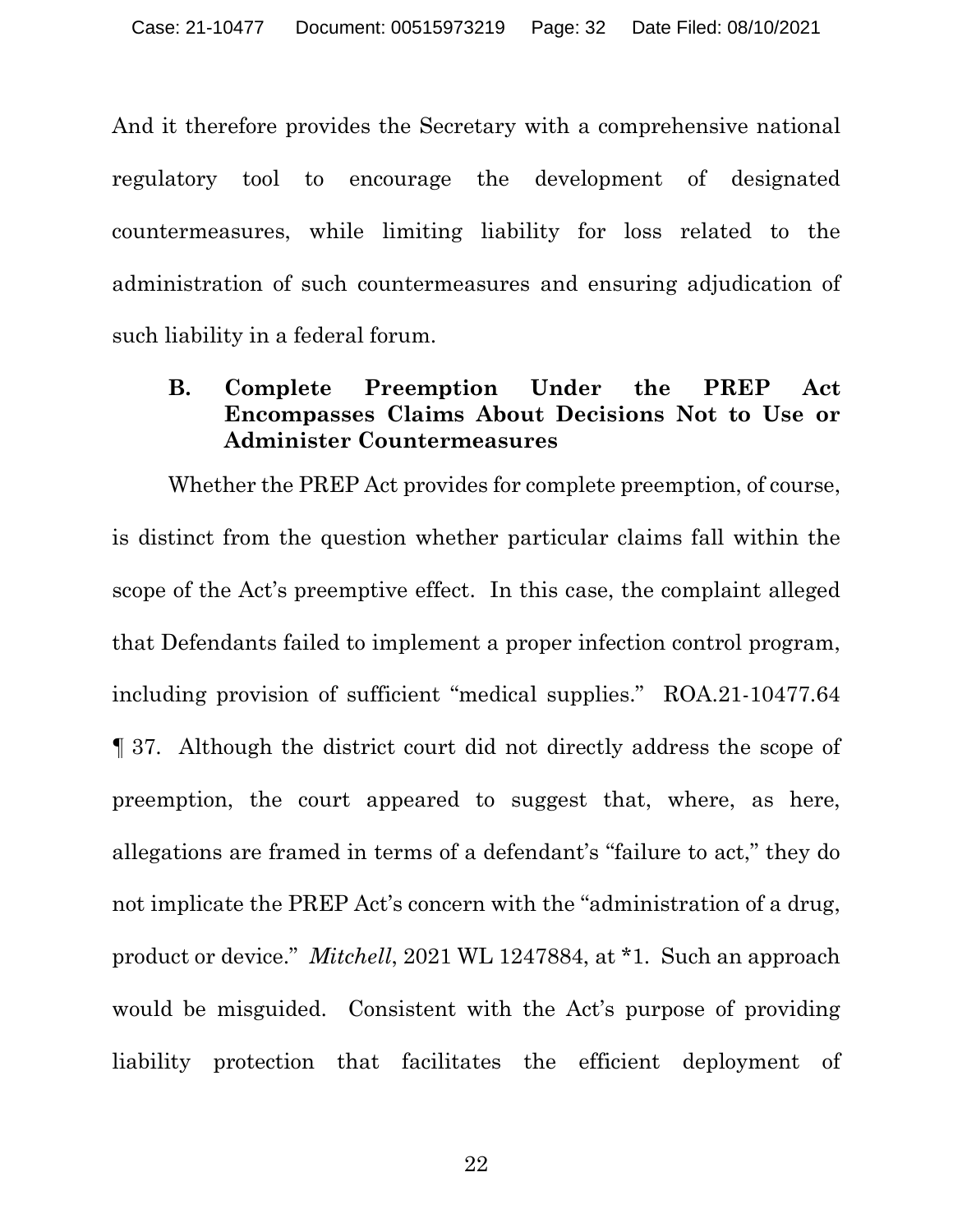And it therefore provides the Secretary with a comprehensive national regulatory tool to encourage the development of designated countermeasures, while limiting liability for loss related to the administration of such countermeasures and ensuring adjudication of such liability in a federal forum.

### B. Complete Preemption Under the PREP Act Encompasses Claims About Decisions Not to Use or Administer Countermeasures

Whether the PREP Act provides for complete preemption, of course, is distinct from the question whether particular claims fall within the scope of the Act's preemptive effect. In this case, the complaint alleged that Defendants failed to implement a proper infection control program, including provision of sufficient "medical supplies." ROA.21-10477.64 ¶ 37. Although the district court did not directly address the scope of preemption, the court appeared to suggest that, where, as here, allegations are framed in terms of a defendant's "failure to act," they do not implicate the PREP Act's concern with the "administration of a drug, product or device." *Mitchell*, 2021 WL 1247884, at *1. Such an approach would be misguided. Consistent with the Act's purpose of providing liability protection that facilitates the efficient deployment of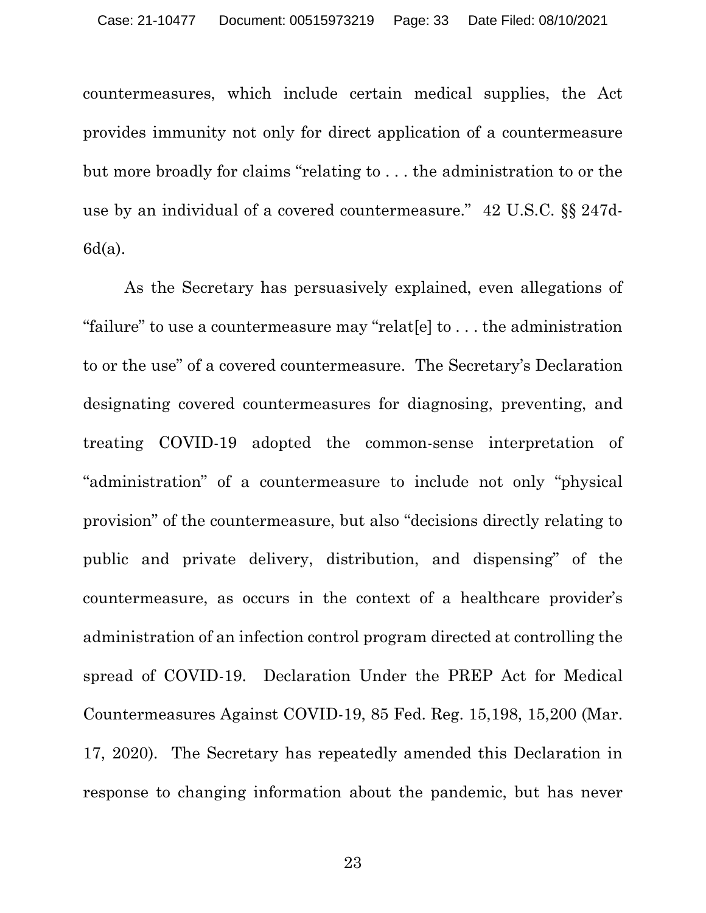countermeasures, which include certain medical supplies, the Act provides immunity not only for direct application of a countermeasure but more broadly for claims "relating to . . . the administration to or the use by an individual of a covered countermeasure." 42 U.S.C. §§ 247d-6d(a).

As the Secretary has persuasively explained, even allegations of "failure" to use a countermeasure may "relat[e] to . . . the administration to or the use" of a covered countermeasure. The Secretary's Declaration designating covered countermeasures for diagnosing, preventing, and treating COVID-19 adopted the common-sense interpretation of "administration" of a countermeasure to include not only "physical provision" of the countermeasure, but also "decisions directly relating to public and private delivery, distribution, and dispensing" of the countermeasure, as occurs in the context of a healthcare provider's administration of an infection control program directed at controlling the spread of COVID-19. Declaration Under the PREP Act for Medical Countermeasures Against COVID-19, 85 Fed. Reg. 15,198, 15,200 (Mar. 17, 2020). The Secretary has repeatedly amended this Declaration in response to changing information about the pandemic, but has never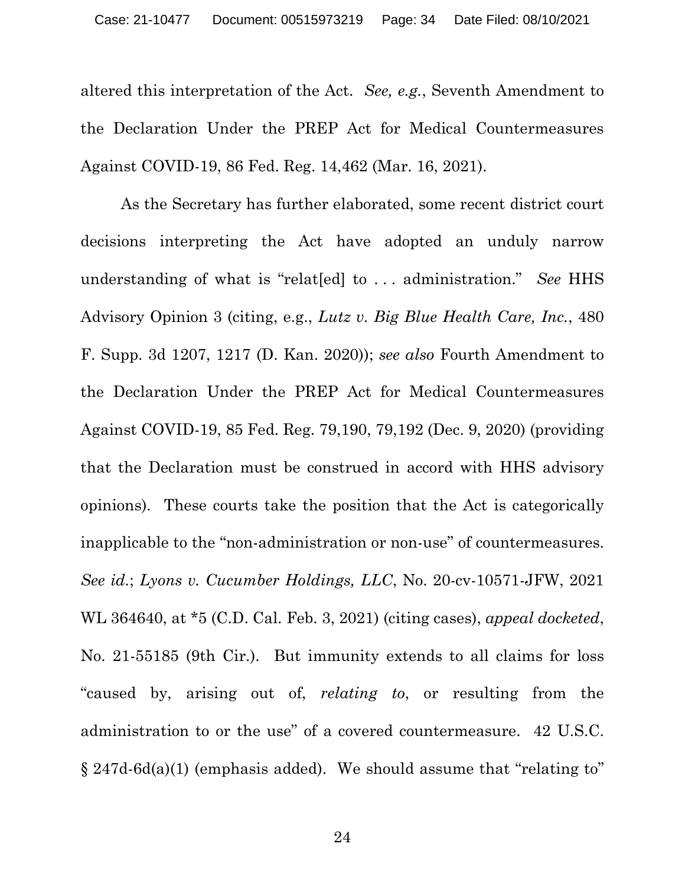altered this interpretation of the Act. *See, e.g.*, Seventh Amendment to the Declaration Under the PREP Act for Medical Countermeasures Against COVID-19, 86 Fed. Reg. 14,462 (Mar. 16, 2021).

As the Secretary has further elaborated, some recent district court decisions interpreting the Act have adopted an unduly narrow understanding of what is "relat[ed] to . . . administration." *See* HHS Advisory Opinion 3 (citing, e.g., *Lutz v. Big Blue Health Care, Inc.*, 480 F. Supp. 3d 1207, 1217 (D. Kan. 2020)); *see also* Fourth Amendment to the Declaration Under the PREP Act for Medical Countermeasures Against COVID-19, 85 Fed. Reg. 79,190, 79,192 (Dec. 9, 2020) (providing that the Declaration must be construed in accord with HHS advisory opinions). These courts take the position that the Act is categorically inapplicable to the "non-administration or non-use" of countermeasures. *See id.*; *Lyons v. Cucumber Holdings, LLC*, No. 20-cv-10571-JFW, 2021 WL 364640, at *5 (C.D. Cal. Feb. 3, 2021) (citing cases), *appeal docketed*, No. 21-55185 (9th Cir.). But immunity extends to all claims for loss "caused by, arising out of, *relating to*, or resulting from the administration to or the use" of a covered countermeasure. 42 U.S.C. § 247d-6d(a)(1) (emphasis added). We should assume that "relating to"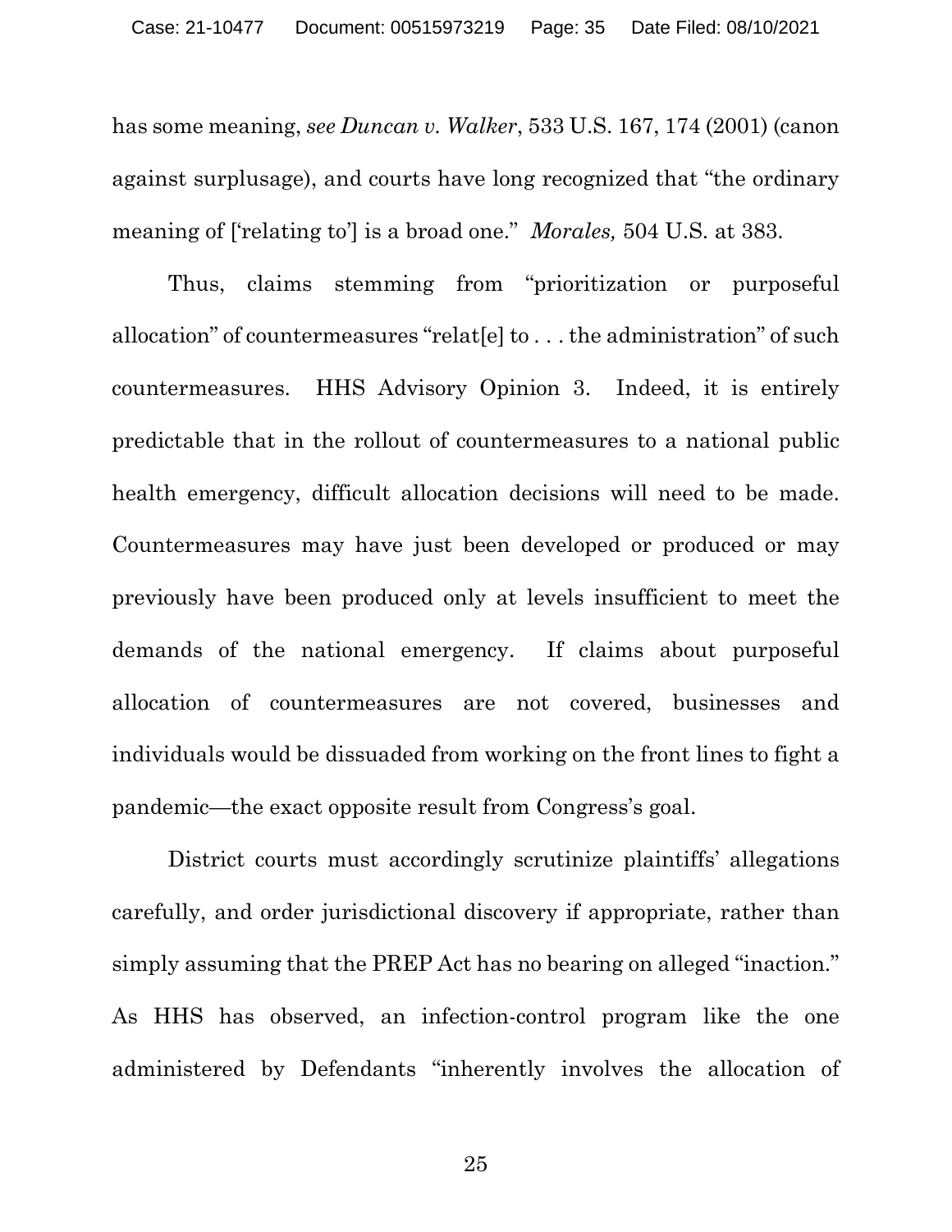has some meaning, *see Duncan v. Walker*, 533 U.S. 167, 174 (2001) (canon against surplusage), and courts have long recognized that "the ordinary meaning of ['relating to'] is a broad one." *Morales,* 504 U.S. at 383.

Thus, claims stemming from "prioritization or purposeful allocation" of countermeasures "relat[e] to . . . the administration" of such countermeasures. HHS Advisory Opinion 3. Indeed, it is entirely predictable that in the rollout of countermeasures to a national public health emergency, difficult allocation decisions will need to be made. Countermeasures may have just been developed or produced or may previously have been produced only at levels insufficient to meet the demands of the national emergency. If claims about purposeful allocation of countermeasures are not covered, businesses and individuals would be dissuaded from working on the front lines to fight a pandemic—the exact opposite result from Congress's goal.

District courts must accordingly scrutinize plaintiffs' allegations carefully, and order jurisdictional discovery if appropriate, rather than simply assuming that the PREP Act has no bearing on alleged "inaction." As HHS has observed, an infection-control program like the one administered by Defendants "inherently involves the allocation of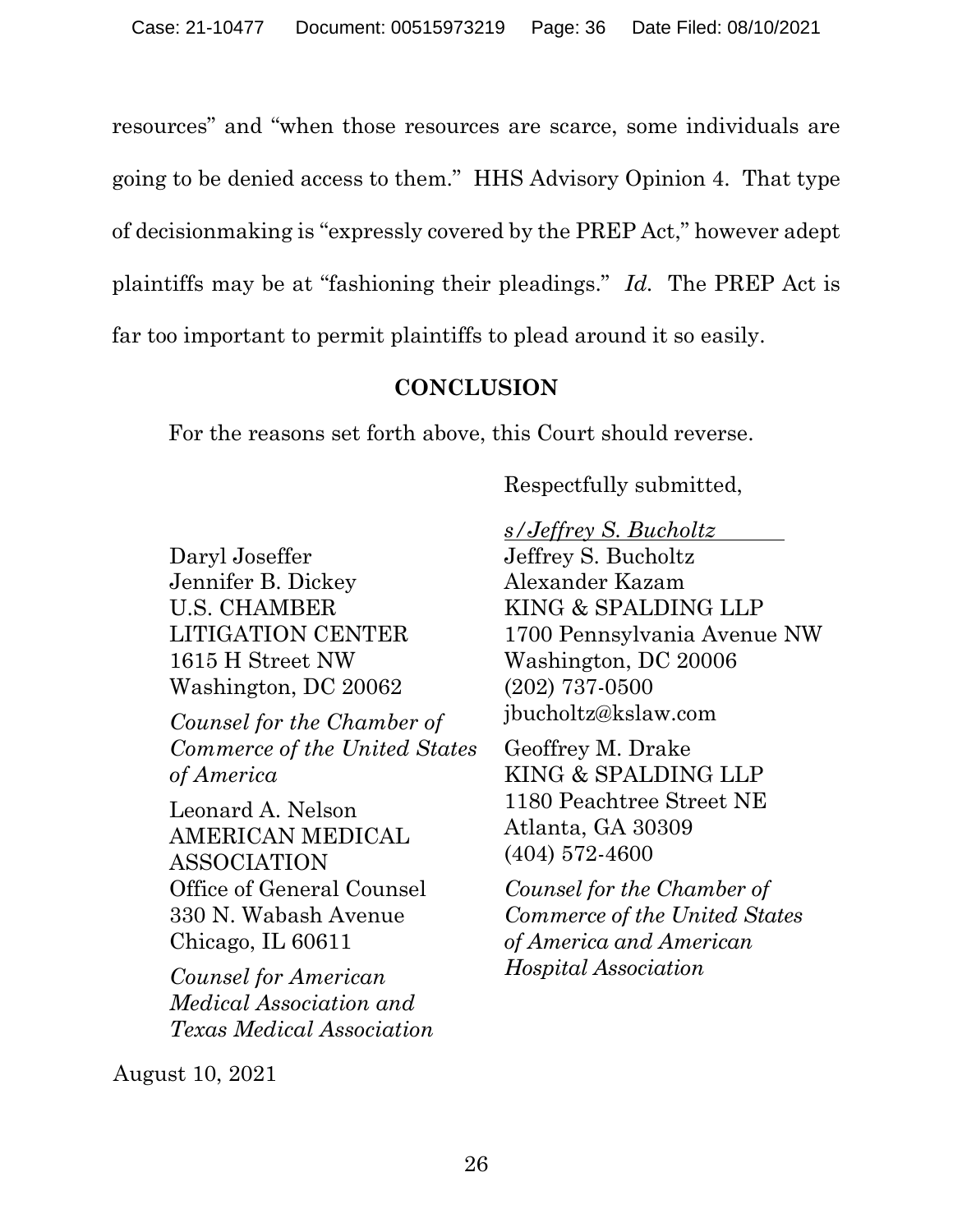resources" and "when those resources are scarce, some individuals are going to be denied access to them." HHS Advisory Opinion 4. That type of decisionmaking is "expressly covered by the PREP Act," however adept plaintiffs may be at "fashioning their pleadings." *Id.* The PREP Act is far too important to permit plaintiffs to plead around it so easily.

## CONCLUSION

For the reasons set forth above, this Court should reverse.

Respectfully submitted,

*s/Jeffrey S. Bucholtz*
Jeffrey S. Bucholtz
Alexander Kazam
KING & SPALDING LLP
1700 Pennsylvania Avenue NW
Washington, DC 20006
(202) 737-0500
jbucholtz@kslaw.com

Geoffrey M. Drake
KING & SPALDING LLP
1180 Peachtree Street NE
Atlanta, GA 30309
(404) 572-4600

*Counsel for the Chamber of Commerce of the United States of America and American Hospital Association*

Daryl Joseffer
Jennifer B. Dickey
U.S. CHAMBER LITIGATION CENTER
1615 H Street NW
Washington, DC 20062

*Counsel for the Chamber of Commerce of the United States of America*

Leonard A. Nelson
AMERICAN MEDICAL ASSOCIATION
Office of General Counsel
330 N. Wabash Avenue
Chicago, IL 60611

*Counsel for American Medical Association and Texas Medical Association*

August 10, 2021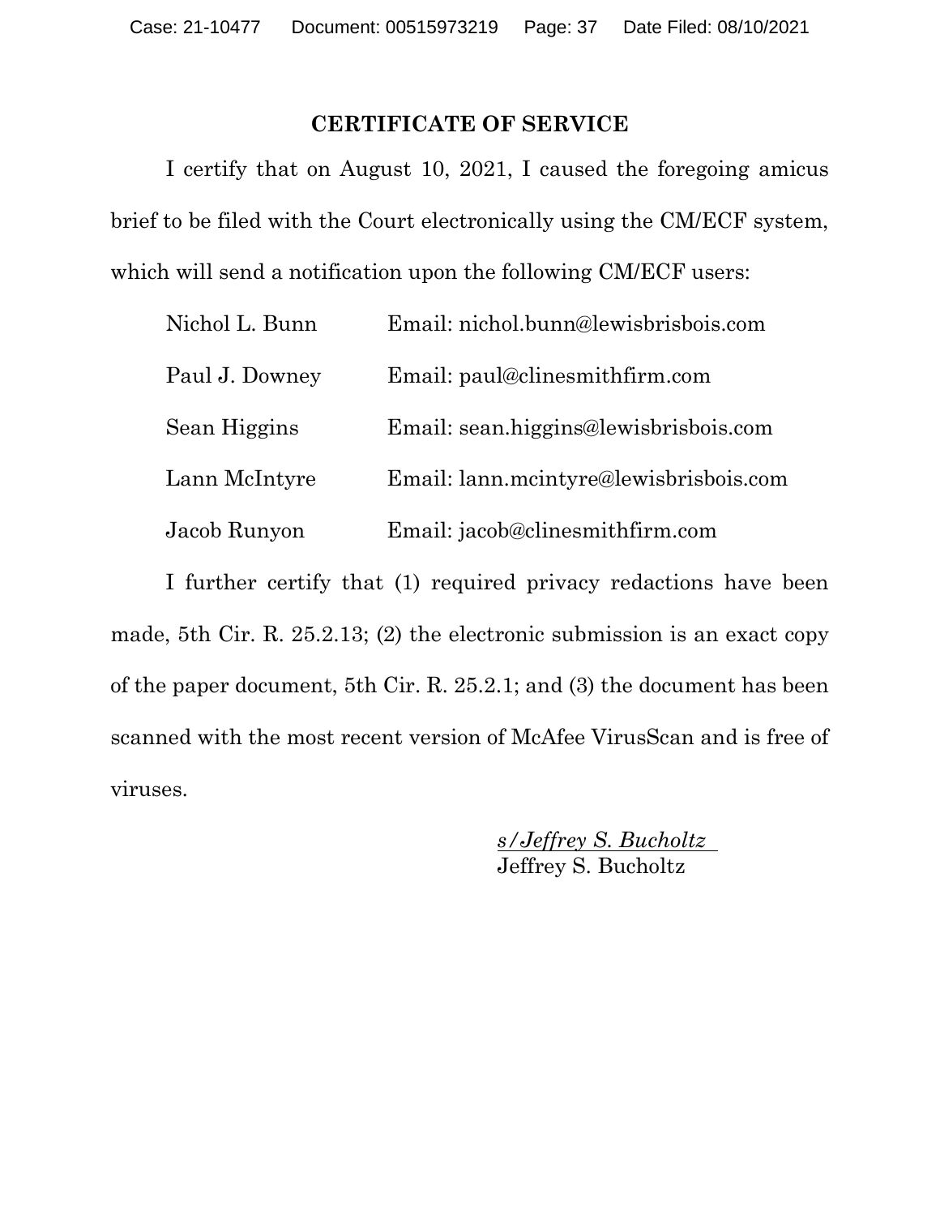## CERTIFICATE OF SERVICE

I certify that on August 10, 2021, I caused the foregoing amicus brief to be filed with the Court electronically using the CM/ECF system, which will send a notification upon the following CM/ECF users:

| | |
|---|---|
| Nichol L. Bunn | Email: nichol.bunn@lewisbrisbois.com |
| Paul J. Downey | Email: paul@clinesmithfirm.com |
| Sean Higgins | Email: sean.higgins@lewisbrisbois.com |
| Lann McIntyre | Email: lann.mcintyre@lewisbrisbois.com |
| Jacob Runyon | Email: jacob@clinesmithfirm.com |

I further certify that (1) required privacy redactions have been made, 5th Cir. R. 25.2.13; (2) the electronic submission is an exact copy of the paper document, 5th Cir. R. 25.2.1; and (3) the document has been scanned with the most recent version of McAfee VirusScan and is free of viruses.

*s/Jeffrey S. Bucholtz*
Jeffrey S. Bucholtz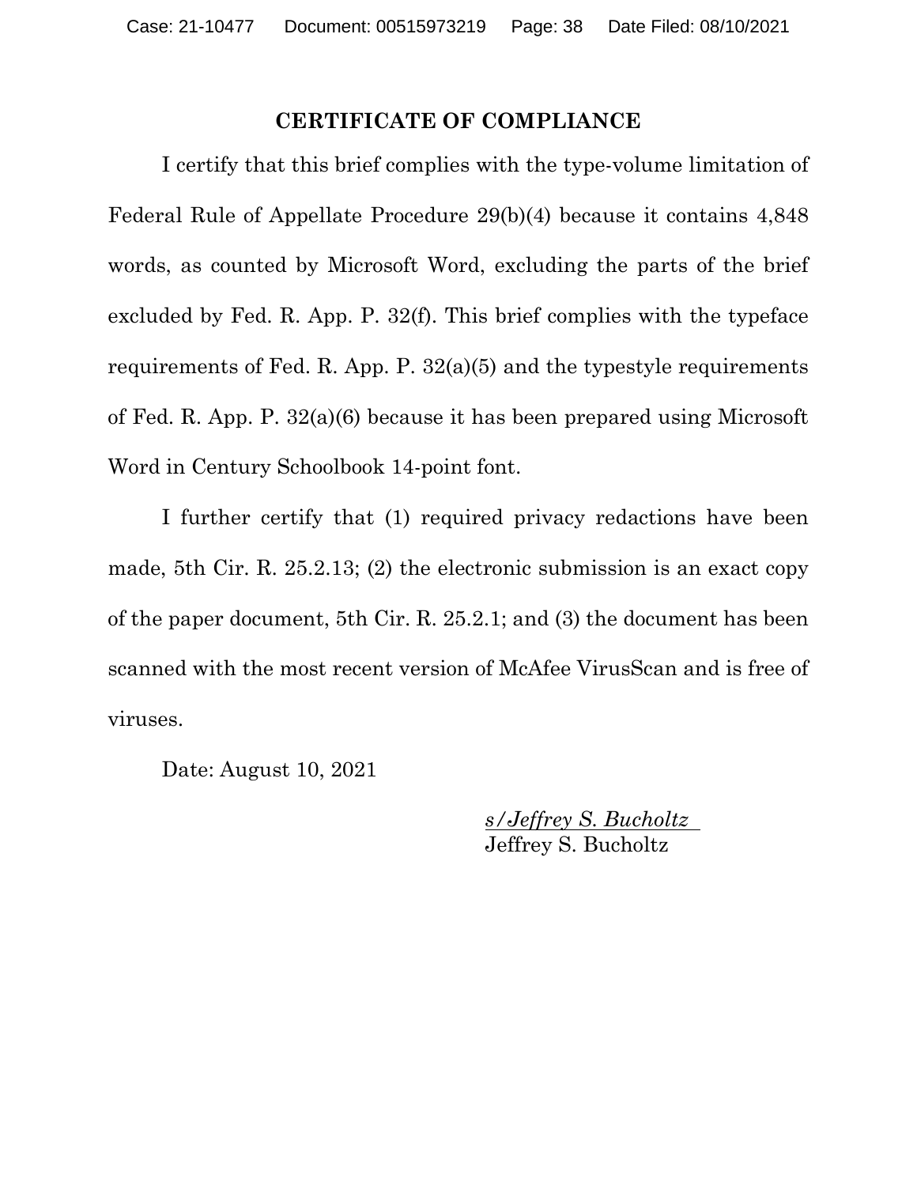## CERTIFICATE OF COMPLIANCE

I certify that this brief complies with the type-volume limitation of Federal Rule of Appellate Procedure 29(b)(4) because it contains 4,848 words, as counted by Microsoft Word, excluding the parts of the brief excluded by Fed. R. App. P. 32(f). This brief complies with the typeface requirements of Fed. R. App. P. 32(a)(5) and the typestyle requirements of Fed. R. App. P. 32(a)(6) because it has been prepared using Microsoft Word in Century Schoolbook 14-point font.

I further certify that (1) required privacy redactions have been made, 5th Cir. R. 25.2.13; (2) the electronic submission is an exact copy of the paper document, 5th Cir. R. 25.2.1; and (3) the document has been scanned with the most recent version of McAfee VirusScan and is free of viruses.

Date: August 10, 2021

*s/Jeffrey S. Bucholtz*
Jeffrey S. Bucholtz